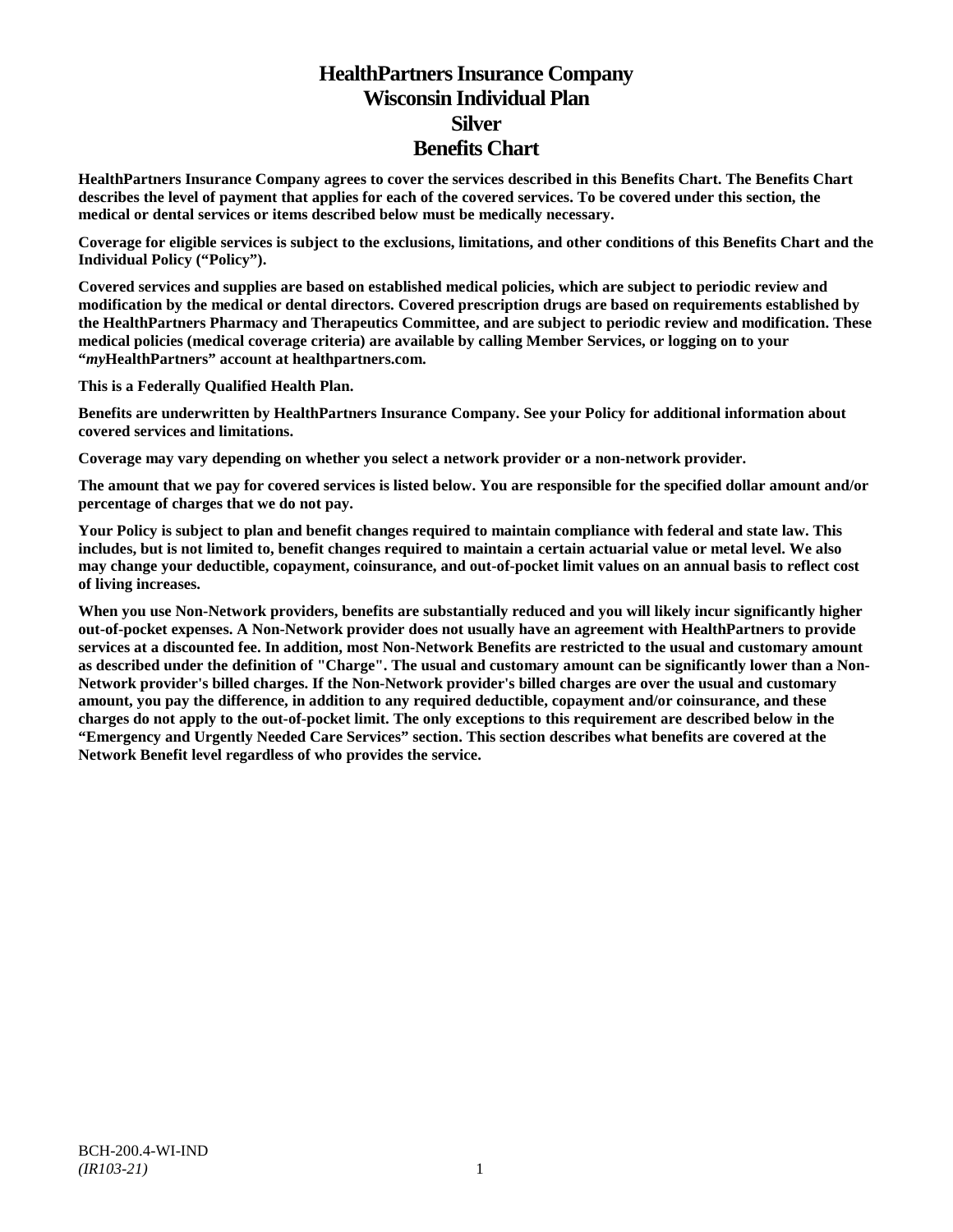# HealthPartners Insurance Company
# Wisconsin Individual Plan
# Silver
# Benefits Chart

**HealthPartners Insurance Company agrees to cover the services described in this Benefits Chart. The Benefits Chart describes the level of payment that applies for each of the covered services. To be covered under this section, the medical or dental services or items described below must be medically necessary.**

**Coverage for eligible services is subject to the exclusions, limitations, and other conditions of this Benefits Chart and the Individual Policy ("Policy").**

**Covered services and supplies are based on established medical policies, which are subject to periodic review and modification by the medical or dental directors. Covered prescription drugs are based on requirements established by the HealthPartners Pharmacy and Therapeutics Committee, and are subject to periodic review and modification. These medical policies (medical coverage criteria) are available by calling Member Services, or logging on to your "*my*HealthPartners" account at healthpartners.com.**

**This is a Federally Qualified Health Plan.**

**Benefits are underwritten by HealthPartners Insurance Company. See your Policy for additional information about covered services and limitations.**

**Coverage may vary depending on whether you select a network provider or a non-network provider.**

**The amount that we pay for covered services is listed below. You are responsible for the specified dollar amount and/or percentage of charges that we do not pay.**

**Your Policy is subject to plan and benefit changes required to maintain compliance with federal and state law. This includes, but is not limited to, benefit changes required to maintain a certain actuarial value or metal level. We also may change your deductible, copayment, coinsurance, and out-of-pocket limit values on an annual basis to reflect cost of living increases.**

**When you use Non-Network providers, benefits are substantially reduced and you will likely incur significantly higher out-of-pocket expenses. A Non-Network provider does not usually have an agreement with HealthPartners to provide services at a discounted fee. In addition, most Non-Network Benefits are restricted to the usual and customary amount as described under the definition of "Charge". The usual and customary amount can be significantly lower than a Non-Network provider's billed charges. If the Non-Network provider's billed charges are over the usual and customary amount, you pay the difference, in addition to any required deductible, copayment and/or coinsurance, and these charges do not apply to the out-of-pocket limit. The only exceptions to this requirement are described below in the "Emergency and Urgently Needed Care Services" section. This section describes what benefits are covered at the Network Benefit level regardless of who provides the service.**

BCH-200.4-WI-IND
*(IR103-21)*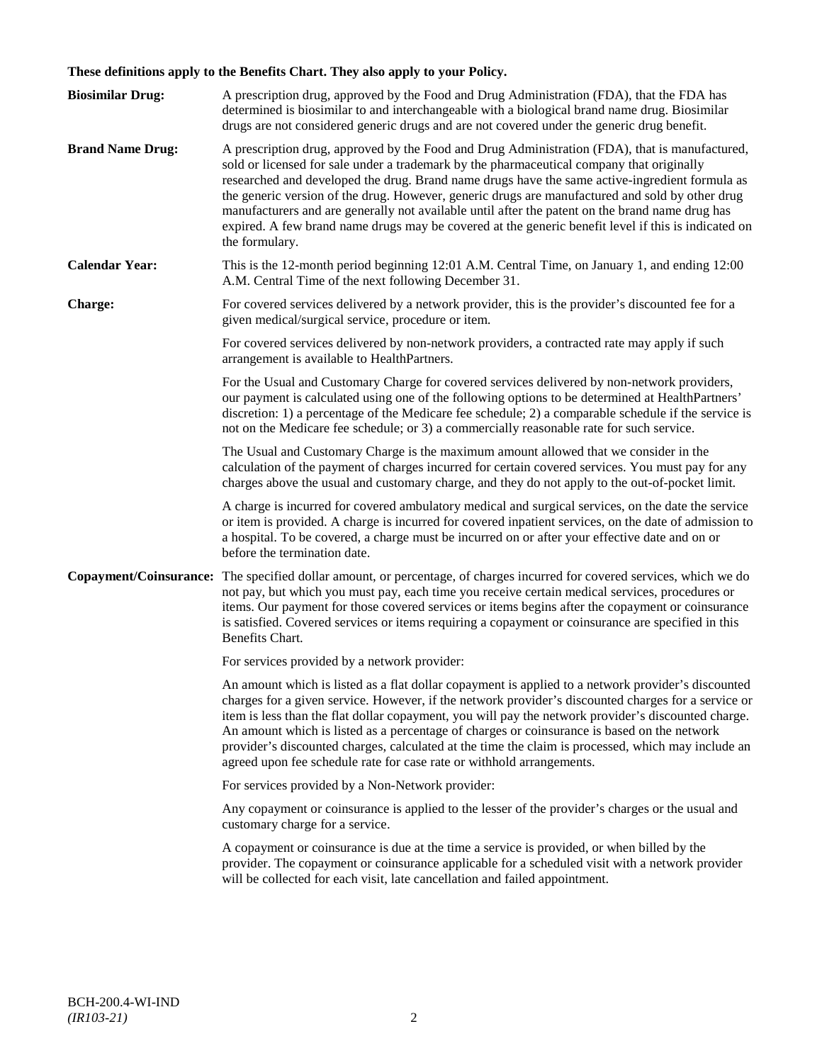**These definitions apply to the Benefits Chart. They also apply to your Policy.**

**Biosimilar Drug:** A prescription drug, approved by the Food and Drug Administration (FDA), that the FDA has determined is biosimilar to and interchangeable with a biological brand name drug. Biosimilar drugs are not considered generic drugs and are not covered under the generic drug benefit.

**Brand Name Drug:** A prescription drug, approved by the Food and Drug Administration (FDA), that is manufactured, sold or licensed for sale under a trademark by the pharmaceutical company that originally researched and developed the drug. Brand name drugs have the same active-ingredient formula as the generic version of the drug. However, generic drugs are manufactured and sold by other drug manufacturers and are generally not available until after the patent on the brand name drug has expired. A few brand name drugs may be covered at the generic benefit level if this is indicated on the formulary.

**Calendar Year:** This is the 12-month period beginning 12:01 A.M. Central Time, on January 1, and ending 12:00 A.M. Central Time of the next following December 31.

**Charge:** For covered services delivered by a network provider, this is the provider's discounted fee for a given medical/surgical service, procedure or item.

For covered services delivered by non-network providers, a contracted rate may apply if such arrangement is available to HealthPartners.

For the Usual and Customary Charge for covered services delivered by non-network providers, our payment is calculated using one of the following options to be determined at HealthPartners' discretion: 1) a percentage of the Medicare fee schedule; 2) a comparable schedule if the service is not on the Medicare fee schedule; or 3) a commercially reasonable rate for such service.

The Usual and Customary Charge is the maximum amount allowed that we consider in the calculation of the payment of charges incurred for certain covered services. You must pay for any charges above the usual and customary charge, and they do not apply to the out-of-pocket limit.

A charge is incurred for covered ambulatory medical and surgical services, on the date the service or item is provided. A charge is incurred for covered inpatient services, on the date of admission to a hospital. To be covered, a charge must be incurred on or after your effective date and on or before the termination date.

**Copayment/Coinsurance:** The specified dollar amount, or percentage, of charges incurred for covered services, which we do not pay, but which you must pay, each time you receive certain medical services, procedures or items. Our payment for those covered services or items begins after the copayment or coinsurance is satisfied. Covered services or items requiring a copayment or coinsurance are specified in this Benefits Chart.

For services provided by a network provider:

An amount which is listed as a flat dollar copayment is applied to a network provider's discounted charges for a given service. However, if the network provider's discounted charges for a service or item is less than the flat dollar copayment, you will pay the network provider's discounted charge. An amount which is listed as a percentage of charges or coinsurance is based on the network provider's discounted charges, calculated at the time the claim is processed, which may include an agreed upon fee schedule rate for case rate or withhold arrangements.

For services provided by a Non-Network provider:

Any copayment or coinsurance is applied to the lesser of the provider's charges or the usual and customary charge for a service.

A copayment or coinsurance is due at the time a service is provided, or when billed by the provider. The copayment or coinsurance applicable for a scheduled visit with a network provider will be collected for each visit, late cancellation and failed appointment.

BCH-200.4-WI-IND
*(IR103-21)*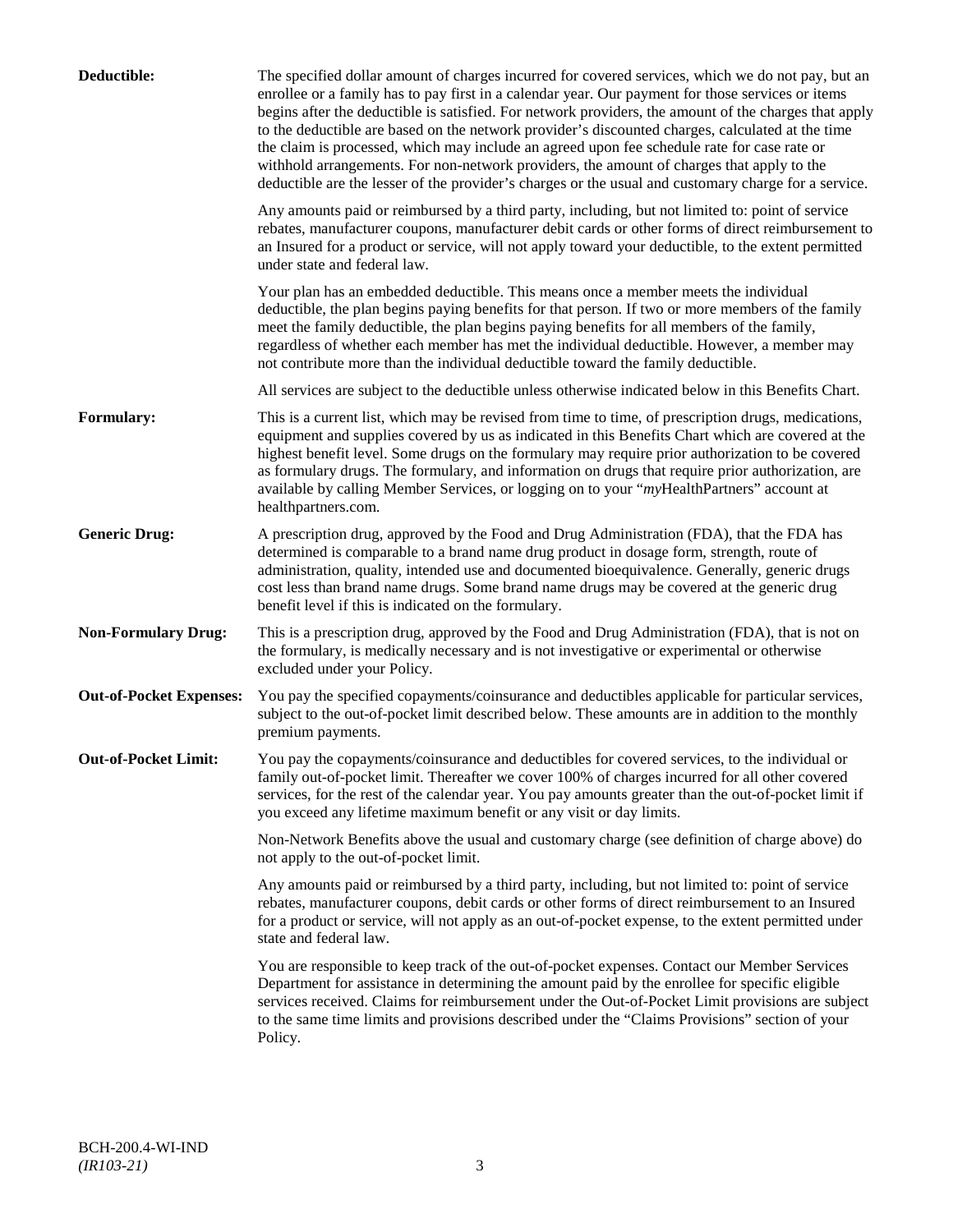**Deductible:** The specified dollar amount of charges incurred for covered services, which we do not pay, but an enrollee or a family has to pay first in a calendar year. Our payment for those services or items begins after the deductible is satisfied. For network providers, the amount of the charges that apply to the deductible are based on the network provider's discounted charges, calculated at the time the claim is processed, which may include an agreed upon fee schedule rate for case rate or withhold arrangements. For non-network providers, the amount of charges that apply to the deductible are the lesser of the provider's charges or the usual and customary charge for a service.

Any amounts paid or reimbursed by a third party, including, but not limited to: point of service rebates, manufacturer coupons, manufacturer debit cards or other forms of direct reimbursement to an Insured for a product or service, will not apply toward your deductible, to the extent permitted under state and federal law.

Your plan has an embedded deductible. This means once a member meets the individual deductible, the plan begins paying benefits for that person. If two or more members of the family meet the family deductible, the plan begins paying benefits for all members of the family, regardless of whether each member has met the individual deductible. However, a member may not contribute more than the individual deductible toward the family deductible.

All services are subject to the deductible unless otherwise indicated below in this Benefits Chart.

**Formulary:** This is a current list, which may be revised from time to time, of prescription drugs, medications, equipment and supplies covered by us as indicated in this Benefits Chart which are covered at the highest benefit level. Some drugs on the formulary may require prior authorization to be covered as formulary drugs. The formulary, and information on drugs that require prior authorization, are available by calling Member Services, or logging on to your "*my*HealthPartners" account at healthpartners.com.

**Generic Drug:** A prescription drug, approved by the Food and Drug Administration (FDA), that the FDA has determined is comparable to a brand name drug product in dosage form, strength, route of administration, quality, intended use and documented bioequivalence. Generally, generic drugs cost less than brand name drugs. Some brand name drugs may be covered at the generic drug benefit level if this is indicated on the formulary.

**Non-Formulary Drug:** This is a prescription drug, approved by the Food and Drug Administration (FDA), that is not on the formulary, is medically necessary and is not investigative or experimental or otherwise excluded under your Policy.

**Out-of-Pocket Expenses:** You pay the specified copayments/coinsurance and deductibles applicable for particular services, subject to the out-of-pocket limit described below. These amounts are in addition to the monthly premium payments.

**Out-of-Pocket Limit:** You pay the copayments/coinsurance and deductibles for covered services, to the individual or family out-of-pocket limit. Thereafter we cover 100% of charges incurred for all other covered services, for the rest of the calendar year. You pay amounts greater than the out-of-pocket limit if you exceed any lifetime maximum benefit or any visit or day limits.

Non-Network Benefits above the usual and customary charge (see definition of charge above) do not apply to the out-of-pocket limit.

Any amounts paid or reimbursed by a third party, including, but not limited to: point of service rebates, manufacturer coupons, debit cards or other forms of direct reimbursement to an Insured for a product or service, will not apply as an out-of-pocket expense, to the extent permitted under state and federal law.

You are responsible to keep track of the out-of-pocket expenses. Contact our Member Services Department for assistance in determining the amount paid by the enrollee for specific eligible services received. Claims for reimbursement under the Out-of-Pocket Limit provisions are subject to the same time limits and provisions described under the "Claims Provisions" section of your Policy.

BCH-200.4-WI-IND
*(IR103-21)*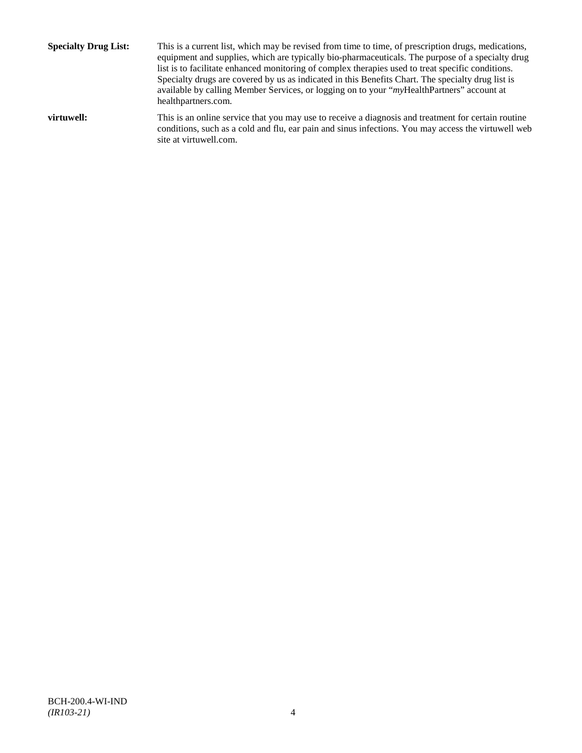**Specialty Drug List:** This is a current list, which may be revised from time to time, of prescription drugs, medications, equipment and supplies, which are typically bio-pharmaceuticals. The purpose of a specialty drug list is to facilitate enhanced monitoring of complex therapies used to treat specific conditions. Specialty drugs are covered by us as indicated in this Benefits Chart. The specialty drug list is available by calling Member Services, or logging on to your "*my*HealthPartners" account at healthpartners.com.

**virtuwell:** This is an online service that you may use to receive a diagnosis and treatment for certain routine conditions, such as a cold and flu, ear pain and sinus infections. You may access the virtuwell web site at virtuwell.com.

BCH-200.4-WI-IND
*(IR103-21)*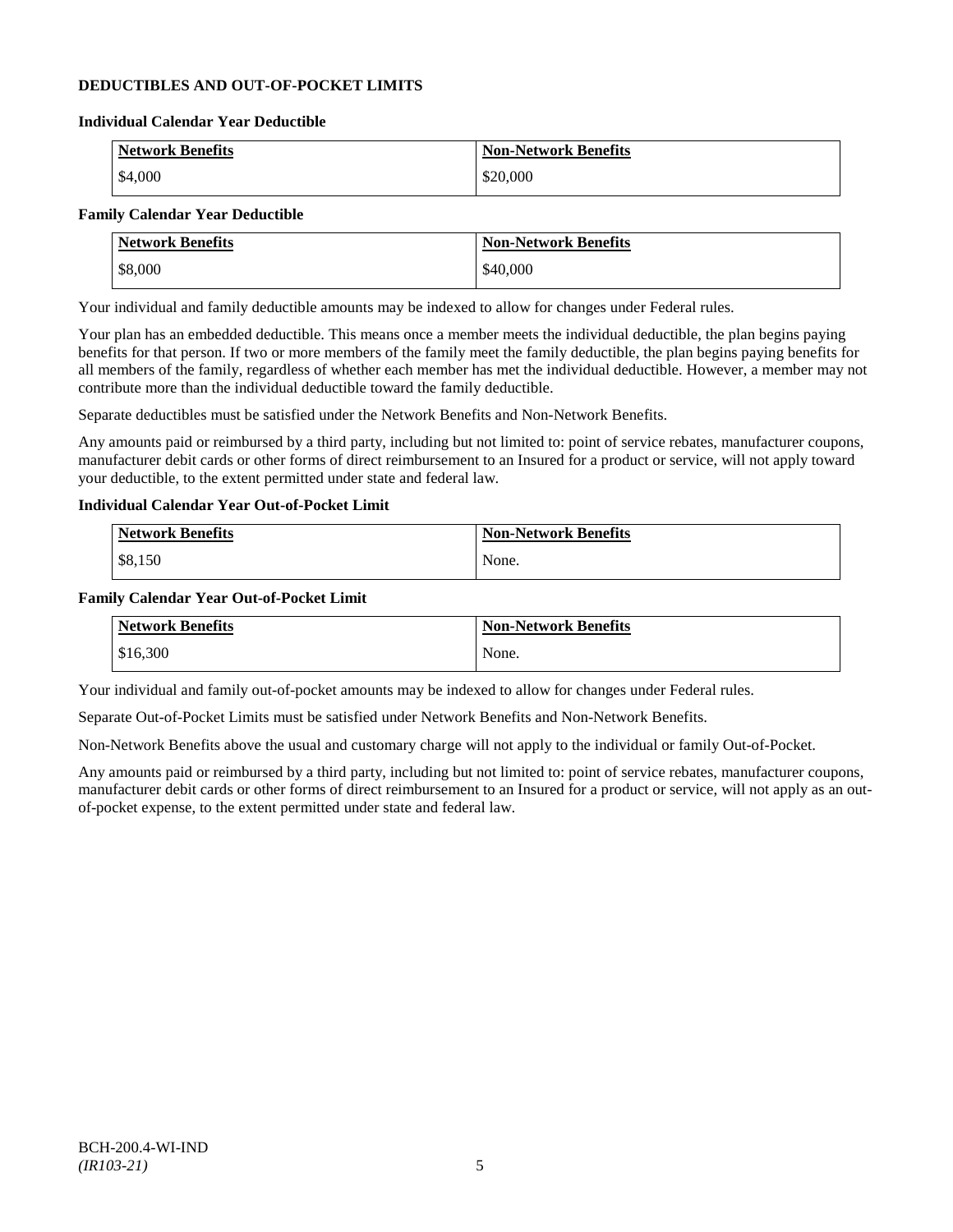## DEDUCTIBLES AND OUT-OF-POCKET LIMITS

### Individual Calendar Year Deductible

| Network Benefits | Non-Network Benefits |
|---|---|
| $4,000 | $20,000 |

### Family Calendar Year Deductible

| Network Benefits | Non-Network Benefits |
|---|---|
| $8,000 | $40,000 |

Your individual and family deductible amounts may be indexed to allow for changes under Federal rules.

Your plan has an embedded deductible. This means once a member meets the individual deductible, the plan begins paying benefits for that person. If two or more members of the family meet the family deductible, the plan begins paying benefits for all members of the family, regardless of whether each member has met the individual deductible. However, a member may not contribute more than the individual deductible toward the family deductible.

Separate deductibles must be satisfied under the Network Benefits and Non-Network Benefits.

Any amounts paid or reimbursed by a third party, including but not limited to: point of service rebates, manufacturer coupons, manufacturer debit cards or other forms of direct reimbursement to an Insured for a product or service, will not apply toward your deductible, to the extent permitted under state and federal law.

### Individual Calendar Year Out-of-Pocket Limit

| Network Benefits | Non-Network Benefits |
|---|---|
| $8,150 | None. |

### Family Calendar Year Out-of-Pocket Limit

| Network Benefits | Non-Network Benefits |
|---|---|
| $16,300 | None. |

Your individual and family out-of-pocket amounts may be indexed to allow for changes under Federal rules.

Separate Out-of-Pocket Limits must be satisfied under Network Benefits and Non-Network Benefits.

Non-Network Benefits above the usual and customary charge will not apply to the individual or family Out-of-Pocket.

Any amounts paid or reimbursed by a third party, including but not limited to: point of service rebates, manufacturer coupons, manufacturer debit cards or other forms of direct reimbursement to an Insured for a product or service, will not apply as an out-of-pocket expense, to the extent permitted under state and federal law.

BCH-200.4-WI-IND
*(IR103-21)*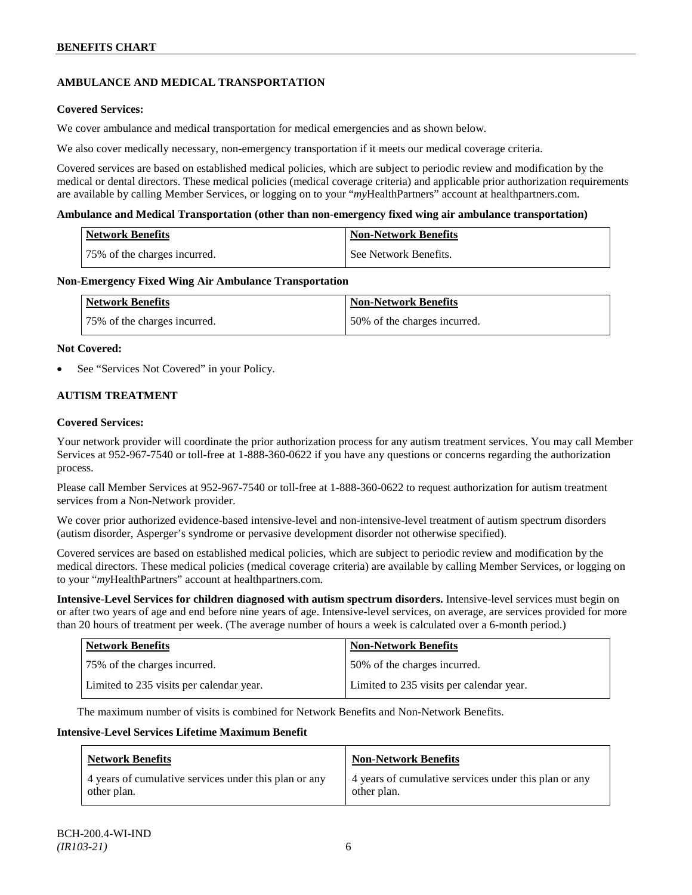## AMBULANCE AND MEDICAL TRANSPORTATION

**Covered Services:**

We cover ambulance and medical transportation for medical emergencies and as shown below.

We also cover medically necessary, non-emergency transportation if it meets our medical coverage criteria.

Covered services are based on established medical policies, which are subject to periodic review and modification by the medical or dental directors. These medical policies (medical coverage criteria) and applicable prior authorization requirements are available by calling Member Services, or logging on to your "*my*HealthPartners" account at healthpartners.com.

**Ambulance and Medical Transportation (other than non-emergency fixed wing air ambulance transportation)**

| Network Benefits | Non-Network Benefits |
|---|---|
| 75% of the charges incurred. | See Network Benefits. |

**Non-Emergency Fixed Wing Air Ambulance Transportation**

| Network Benefits | Non-Network Benefits |
|---|---|
| 75% of the charges incurred. | 50% of the charges incurred. |

**Not Covered:**

- See "Services Not Covered" in your Policy.

## AUTISM TREATMENT

**Covered Services:**

Your network provider will coordinate the prior authorization process for any autism treatment services. You may call Member Services at 952-967-7540 or toll-free at 1-888-360-0622 if you have any questions or concerns regarding the authorization process.

Please call Member Services at 952-967-7540 or toll-free at 1-888-360-0622 to request authorization for autism treatment services from a Non-Network provider.

We cover prior authorized evidence-based intensive-level and non-intensive-level treatment of autism spectrum disorders (autism disorder, Asperger's syndrome or pervasive development disorder not otherwise specified).

Covered services are based on established medical policies, which are subject to periodic review and modification by the medical directors. These medical policies (medical coverage criteria) are available by calling Member Services, or logging on to your "*my*HealthPartners" account at healthpartners.com.

**Intensive-Level Services for children diagnosed with autism spectrum disorders.** Intensive-level services must begin on or after two years of age and end before nine years of age. Intensive-level services, on average, are services provided for more than 20 hours of treatment per week. (The average number of hours a week is calculated over a 6-month period.)

| Network Benefits | Non-Network Benefits |
|---|---|
| 75% of the charges incurred. | 50% of the charges incurred. |
| Limited to 235 visits per calendar year. | Limited to 235 visits per calendar year. |

The maximum number of visits is combined for Network Benefits and Non-Network Benefits.

**Intensive-Level Services Lifetime Maximum Benefit**

| Network Benefits | Non-Network Benefits |
|---|---|
| 4 years of cumulative services under this plan or any other plan. | 4 years of cumulative services under this plan or any other plan. |

BCH-200.4-WI-IND
*(IR103-21)*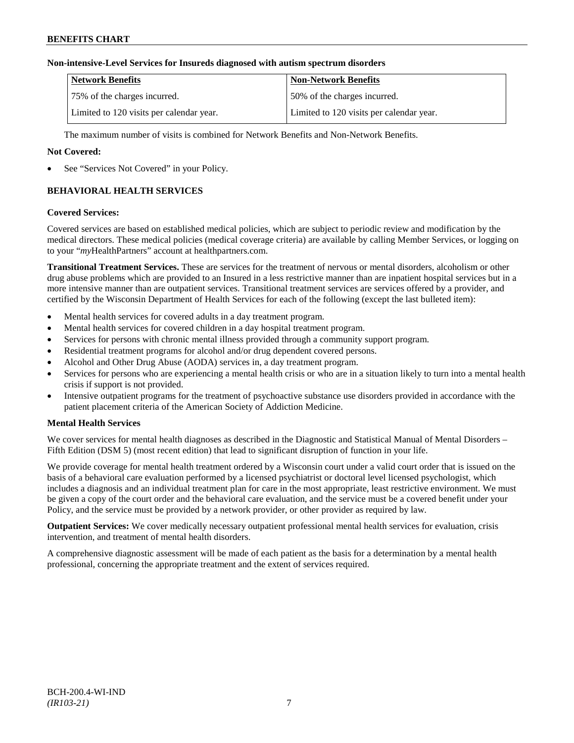**Non-intensive-Level Services for Insureds diagnosed with autism spectrum disorders**

| Network Benefits | Non-Network Benefits |
| --- | --- |
| 75% of the charges incurred. | 50% of the charges incurred. |
| Limited to 120 visits per calendar year. | Limited to 120 visits per calendar year. |

The maximum number of visits is combined for Network Benefits and Non-Network Benefits.

**Not Covered:**

- See "Services Not Covered" in your Policy.

## BEHAVIORAL HEALTH SERVICES

**Covered Services:**

Covered services are based on established medical policies, which are subject to periodic review and modification by the medical directors. These medical policies (medical coverage criteria) are available by calling Member Services, or logging on to your "*my*HealthPartners" account at healthpartners.com.

**Transitional Treatment Services.** These are services for the treatment of nervous or mental disorders, alcoholism or other drug abuse problems which are provided to an Insured in a less restrictive manner than are inpatient hospital services but in a more intensive manner than are outpatient services. Transitional treatment services are services offered by a provider, and certified by the Wisconsin Department of Health Services for each of the following (except the last bulleted item):

- Mental health services for covered adults in a day treatment program.
- Mental health services for covered children in a day hospital treatment program.
- Services for persons with chronic mental illness provided through a community support program.
- Residential treatment programs for alcohol and/or drug dependent covered persons.
- Alcohol and Other Drug Abuse (AODA) services in, a day treatment program.
- Services for persons who are experiencing a mental health crisis or who are in a situation likely to turn into a mental health crisis if support is not provided.
- Intensive outpatient programs for the treatment of psychoactive substance use disorders provided in accordance with the patient placement criteria of the American Society of Addiction Medicine.

**Mental Health Services**

We cover services for mental health diagnoses as described in the Diagnostic and Statistical Manual of Mental Disorders – Fifth Edition (DSM 5) (most recent edition) that lead to significant disruption of function in your life.

We provide coverage for mental health treatment ordered by a Wisconsin court under a valid court order that is issued on the basis of a behavioral care evaluation performed by a licensed psychiatrist or doctoral level licensed psychologist, which includes a diagnosis and an individual treatment plan for care in the most appropriate, least restrictive environment. We must be given a copy of the court order and the behavioral care evaluation, and the service must be a covered benefit under your Policy, and the service must be provided by a network provider, or other provider as required by law.

**Outpatient Services:** We cover medically necessary outpatient professional mental health services for evaluation, crisis intervention, and treatment of mental health disorders.

A comprehensive diagnostic assessment will be made of each patient as the basis for a determination by a mental health professional, concerning the appropriate treatment and the extent of services required.

BCH-200.4-WI-IND
*(IR103-21)*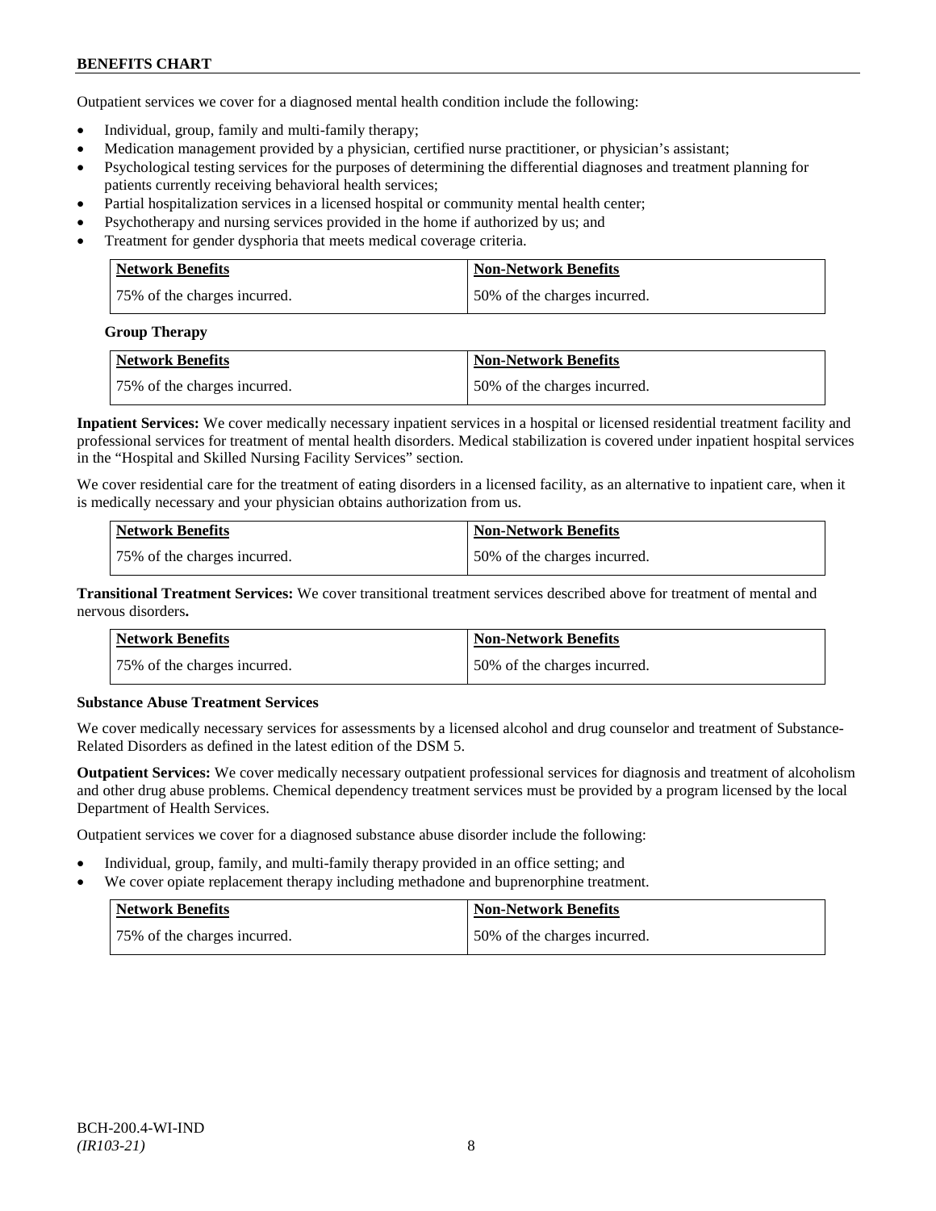Outpatient services we cover for a diagnosed mental health condition include the following:

- Individual, group, family and multi-family therapy;
- Medication management provided by a physician, certified nurse practitioner, or physician's assistant;
- Psychological testing services for the purposes of determining the differential diagnoses and treatment planning for patients currently receiving behavioral health services;
- Partial hospitalization services in a licensed hospital or community mental health center;
- Psychotherapy and nursing services provided in the home if authorized by us; and
- Treatment for gender dysphoria that meets medical coverage criteria.

| Network Benefits | Non-Network Benefits |
|---|---|
| 75% of the charges incurred. | 50% of the charges incurred. |

**Group Therapy**

| Network Benefits | Non-Network Benefits |
|---|---|
| 75% of the charges incurred. | 50% of the charges incurred. |

**Inpatient Services:** We cover medically necessary inpatient services in a hospital or licensed residential treatment facility and professional services for treatment of mental health disorders. Medical stabilization is covered under inpatient hospital services in the "Hospital and Skilled Nursing Facility Services" section.

We cover residential care for the treatment of eating disorders in a licensed facility, as an alternative to inpatient care, when it is medically necessary and your physician obtains authorization from us.

| Network Benefits | Non-Network Benefits |
|---|---|
| 75% of the charges incurred. | 50% of the charges incurred. |

**Transitional Treatment Services:** We cover transitional treatment services described above for treatment of mental and nervous disorders**.**

| Network Benefits | Non-Network Benefits |
|---|---|
| 75% of the charges incurred. | 50% of the charges incurred. |

**Substance Abuse Treatment Services**

We cover medically necessary services for assessments by a licensed alcohol and drug counselor and treatment of Substance-Related Disorders as defined in the latest edition of the DSM 5.

**Outpatient Services:** We cover medically necessary outpatient professional services for diagnosis and treatment of alcoholism and other drug abuse problems. Chemical dependency treatment services must be provided by a program licensed by the local Department of Health Services.

Outpatient services we cover for a diagnosed substance abuse disorder include the following:

- Individual, group, family, and multi-family therapy provided in an office setting; and
- We cover opiate replacement therapy including methadone and buprenorphine treatment.

| Network Benefits | Non-Network Benefits |
|---|---|
| 75% of the charges incurred. | 50% of the charges incurred. |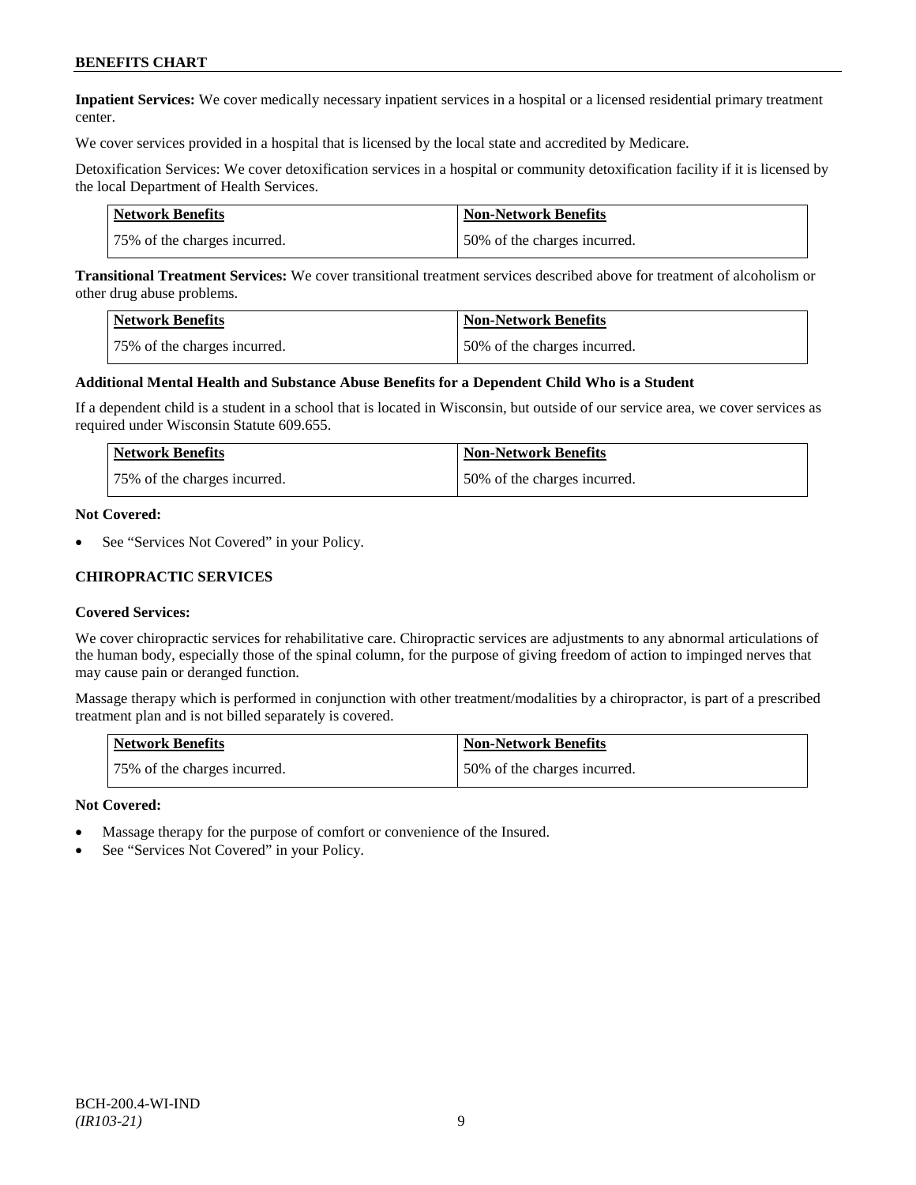**Inpatient Services:** We cover medically necessary inpatient services in a hospital or a licensed residential primary treatment center.

We cover services provided in a hospital that is licensed by the local state and accredited by Medicare.

Detoxification Services: We cover detoxification services in a hospital or community detoxification facility if it is licensed by the local Department of Health Services.

| Network Benefits | Non-Network Benefits |
|---|---|
| 75% of the charges incurred. | 50% of the charges incurred. |

**Transitional Treatment Services:** We cover transitional treatment services described above for treatment of alcoholism or other drug abuse problems.

| Network Benefits | Non-Network Benefits |
|---|---|
| 75% of the charges incurred. | 50% of the charges incurred. |

**Additional Mental Health and Substance Abuse Benefits for a Dependent Child Who is a Student**

If a dependent child is a student in a school that is located in Wisconsin, but outside of our service area, we cover services as required under Wisconsin Statute 609.655.

| Network Benefits | Non-Network Benefits |
|---|---|
| 75% of the charges incurred. | 50% of the charges incurred. |

**Not Covered:**

- See "Services Not Covered" in your Policy.

## CHIROPRACTIC SERVICES

**Covered Services:**

We cover chiropractic services for rehabilitative care. Chiropractic services are adjustments to any abnormal articulations of the human body, especially those of the spinal column, for the purpose of giving freedom of action to impinged nerves that may cause pain or deranged function.

Massage therapy which is performed in conjunction with other treatment/modalities by a chiropractor, is part of a prescribed treatment plan and is not billed separately is covered.

| Network Benefits | Non-Network Benefits |
|---|---|
| 75% of the charges incurred. | 50% of the charges incurred. |

**Not Covered:**

- Massage therapy for the purpose of comfort or convenience of the Insured.
- See "Services Not Covered" in your Policy.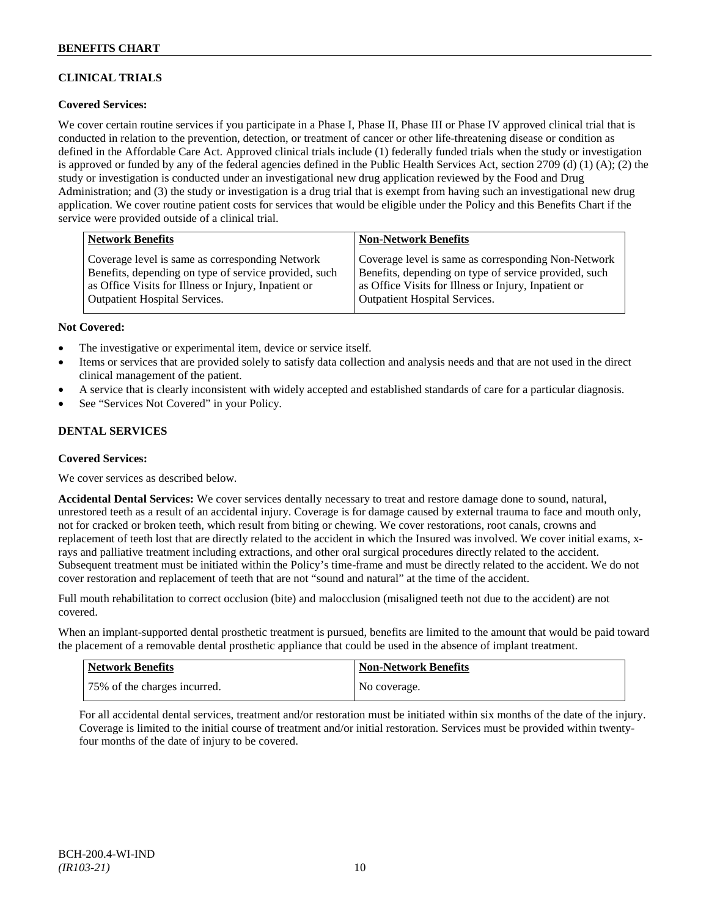## CLINICAL TRIALS

**Covered Services:**

We cover certain routine services if you participate in a Phase I, Phase II, Phase III or Phase IV approved clinical trial that is conducted in relation to the prevention, detection, or treatment of cancer or other life-threatening disease or condition as defined in the Affordable Care Act. Approved clinical trials include (1) federally funded trials when the study or investigation is approved or funded by any of the federal agencies defined in the Public Health Services Act, section 2709 (d) (1) (A); (2) the study or investigation is conducted under an investigational new drug application reviewed by the Food and Drug Administration; and (3) the study or investigation is a drug trial that is exempt from having such an investigational new drug application. We cover routine patient costs for services that would be eligible under the Policy and this Benefits Chart if the service were provided outside of a clinical trial.

| Network Benefits | Non-Network Benefits |
|---|---|
| Coverage level is same as corresponding Network Benefits, depending on type of service provided, such as Office Visits for Illness or Injury, Inpatient or Outpatient Hospital Services. | Coverage level is same as corresponding Non-Network Benefits, depending on type of service provided, such as Office Visits for Illness or Injury, Inpatient or Outpatient Hospital Services. |

**Not Covered:**

- The investigative or experimental item, device or service itself.
- Items or services that are provided solely to satisfy data collection and analysis needs and that are not used in the direct clinical management of the patient.
- A service that is clearly inconsistent with widely accepted and established standards of care for a particular diagnosis.
- See "Services Not Covered" in your Policy.

## DENTAL SERVICES

**Covered Services:**

We cover services as described below.

**Accidental Dental Services:** We cover services dentally necessary to treat and restore damage done to sound, natural, unrestored teeth as a result of an accidental injury. Coverage is for damage caused by external trauma to face and mouth only, not for cracked or broken teeth, which result from biting or chewing. We cover restorations, root canals, crowns and replacement of teeth lost that are directly related to the accident in which the Insured was involved. We cover initial exams, x-rays and palliative treatment including extractions, and other oral surgical procedures directly related to the accident. Subsequent treatment must be initiated within the Policy's time-frame and must be directly related to the accident. We do not cover restoration and replacement of teeth that are not "sound and natural" at the time of the accident.

Full mouth rehabilitation to correct occlusion (bite) and malocclusion (misaligned teeth not due to the accident) are not covered.

When an implant-supported dental prosthetic treatment is pursued, benefits are limited to the amount that would be paid toward the placement of a removable dental prosthetic appliance that could be used in the absence of implant treatment.

| Network Benefits | Non-Network Benefits |
|---|---|
| 75% of the charges incurred. | No coverage. |

For all accidental dental services, treatment and/or restoration must be initiated within six months of the date of the injury. Coverage is limited to the initial course of treatment and/or initial restoration. Services must be provided within twenty-four months of the date of injury to be covered.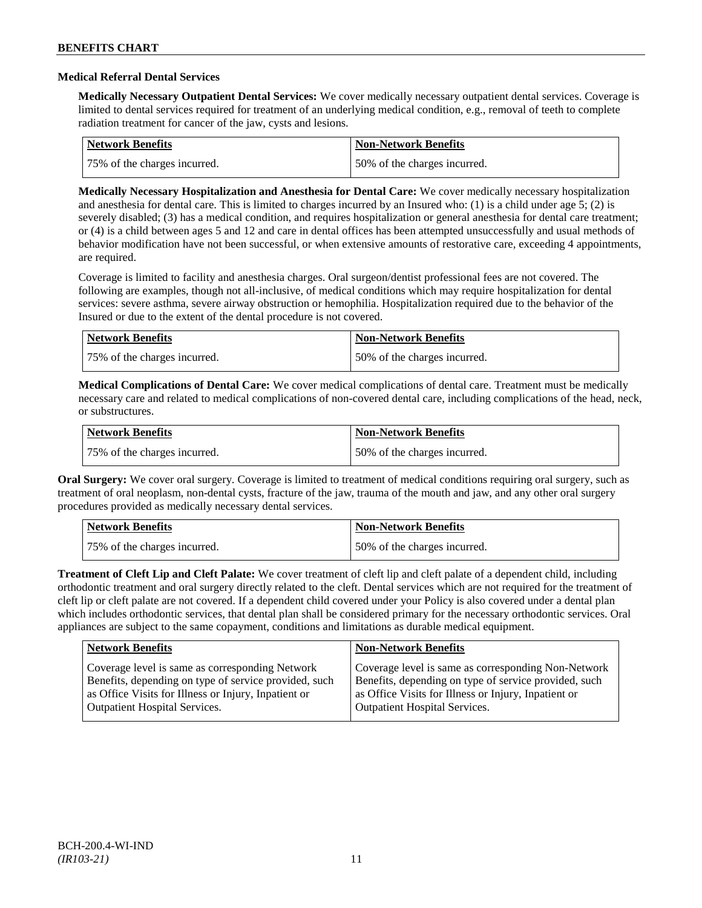### Medical Referral Dental Services

**Medically Necessary Outpatient Dental Services:** We cover medically necessary outpatient dental services. Coverage is limited to dental services required for treatment of an underlying medical condition, e.g., removal of teeth to complete radiation treatment for cancer of the jaw, cysts and lesions.

| Network Benefits | Non-Network Benefits |
| --- | --- |
| 75% of the charges incurred. | 50% of the charges incurred. |

**Medically Necessary Hospitalization and Anesthesia for Dental Care:** We cover medically necessary hospitalization and anesthesia for dental care. This is limited to charges incurred by an Insured who: (1) is a child under age 5; (2) is severely disabled; (3) has a medical condition, and requires hospitalization or general anesthesia for dental care treatment; or (4) is a child between ages 5 and 12 and care in dental offices has been attempted unsuccessfully and usual methods of behavior modification have not been successful, or when extensive amounts of restorative care, exceeding 4 appointments, are required.

Coverage is limited to facility and anesthesia charges. Oral surgeon/dentist professional fees are not covered. The following are examples, though not all-inclusive, of medical conditions which may require hospitalization for dental services: severe asthma, severe airway obstruction or hemophilia. Hospitalization required due to the behavior of the Insured or due to the extent of the dental procedure is not covered.

| Network Benefits | Non-Network Benefits |
| --- | --- |
| 75% of the charges incurred. | 50% of the charges incurred. |

**Medical Complications of Dental Care:** We cover medical complications of dental care. Treatment must be medically necessary care and related to medical complications of non-covered dental care, including complications of the head, neck, or substructures.

| Network Benefits | Non-Network Benefits |
| --- | --- |
| 75% of the charges incurred. | 50% of the charges incurred. |

**Oral Surgery:** We cover oral surgery. Coverage is limited to treatment of medical conditions requiring oral surgery, such as treatment of oral neoplasm, non-dental cysts, fracture of the jaw, trauma of the mouth and jaw, and any other oral surgery procedures provided as medically necessary dental services.

| Network Benefits | Non-Network Benefits |
| --- | --- |
| 75% of the charges incurred. | 50% of the charges incurred. |

**Treatment of Cleft Lip and Cleft Palate:** We cover treatment of cleft lip and cleft palate of a dependent child, including orthodontic treatment and oral surgery directly related to the cleft. Dental services which are not required for the treatment of cleft lip or cleft palate are not covered. If a dependent child covered under your Policy is also covered under a dental plan which includes orthodontic services, that dental plan shall be considered primary for the necessary orthodontic services. Oral appliances are subject to the same copayment, conditions and limitations as durable medical equipment.

| Network Benefits | Non-Network Benefits |
| --- | --- |
| Coverage level is same as corresponding Network Benefits, depending on type of service provided, such as Office Visits for Illness or Injury, Inpatient or Outpatient Hospital Services. | Coverage level is same as corresponding Non-Network Benefits, depending on type of service provided, such as Office Visits for Illness or Injury, Inpatient or Outpatient Hospital Services. |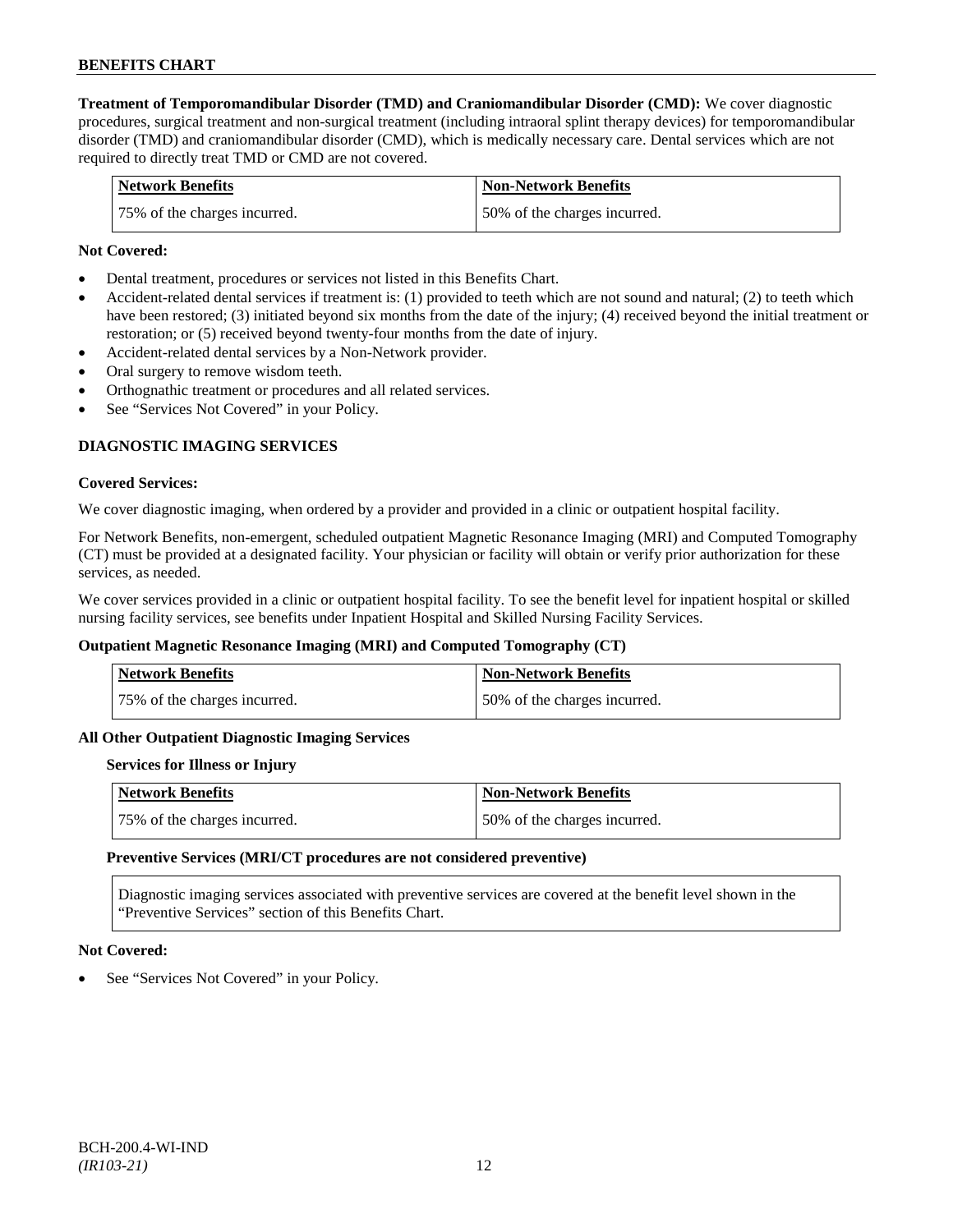**Treatment of Temporomandibular Disorder (TMD) and Craniomandibular Disorder (CMD):** We cover diagnostic procedures, surgical treatment and non-surgical treatment (including intraoral splint therapy devices) for temporomandibular disorder (TMD) and craniomandibular disorder (CMD), which is medically necessary care. Dental services which are not required to directly treat TMD or CMD are not covered.

| Network Benefits | Non-Network Benefits |
|---|---|
| 75% of the charges incurred. | 50% of the charges incurred. |

**Not Covered:**

- Dental treatment, procedures or services not listed in this Benefits Chart.
- Accident-related dental services if treatment is: (1) provided to teeth which are not sound and natural; (2) to teeth which have been restored; (3) initiated beyond six months from the date of the injury; (4) received beyond the initial treatment or restoration; or (5) received beyond twenty-four months from the date of injury.
- Accident-related dental services by a Non-Network provider.
- Oral surgery to remove wisdom teeth.
- Orthognathic treatment or procedures and all related services.
- See "Services Not Covered" in your Policy.

## DIAGNOSTIC IMAGING SERVICES

**Covered Services:**

We cover diagnostic imaging, when ordered by a provider and provided in a clinic or outpatient hospital facility.

For Network Benefits, non-emergent, scheduled outpatient Magnetic Resonance Imaging (MRI) and Computed Tomography (CT) must be provided at a designated facility. Your physician or facility will obtain or verify prior authorization for these services, as needed.

We cover services provided in a clinic or outpatient hospital facility. To see the benefit level for inpatient hospital or skilled nursing facility services, see benefits under Inpatient Hospital and Skilled Nursing Facility Services.

**Outpatient Magnetic Resonance Imaging (MRI) and Computed Tomography (CT)**

| Network Benefits | Non-Network Benefits |
|---|---|
| 75% of the charges incurred. | 50% of the charges incurred. |

**All Other Outpatient Diagnostic Imaging Services**

**Services for Illness or Injury**

| Network Benefits | Non-Network Benefits |
|---|---|
| 75% of the charges incurred. | 50% of the charges incurred. |

**Preventive Services (MRI/CT procedures are not considered preventive)**

Diagnostic imaging services associated with preventive services are covered at the benefit level shown in the "Preventive Services" section of this Benefits Chart.

**Not Covered:**

- See "Services Not Covered" in your Policy.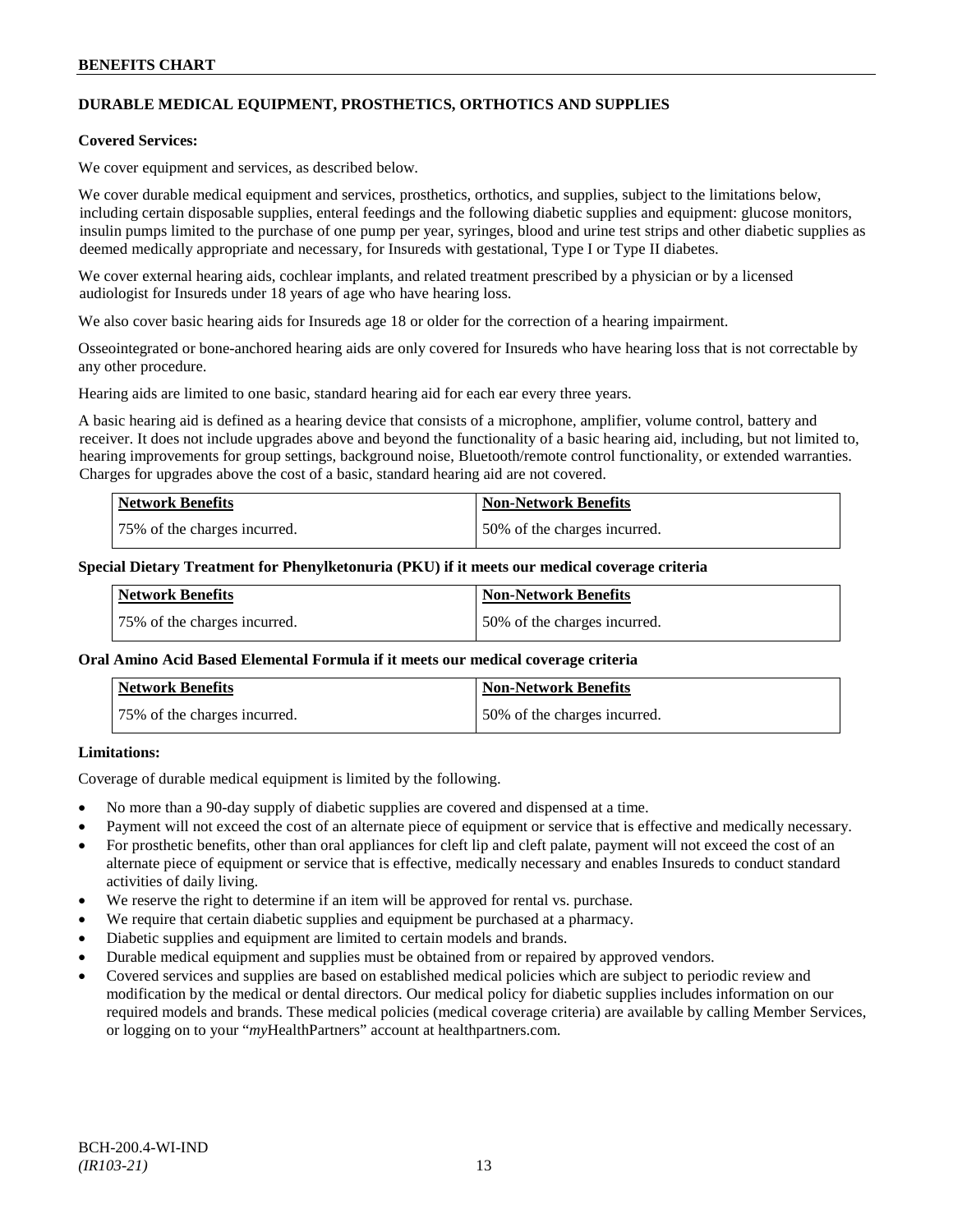## DURABLE MEDICAL EQUIPMENT, PROSTHETICS, ORTHOTICS AND SUPPLIES

**Covered Services:**

We cover equipment and services, as described below.

We cover durable medical equipment and services, prosthetics, orthotics, and supplies, subject to the limitations below, including certain disposable supplies, enteral feedings and the following diabetic supplies and equipment: glucose monitors, insulin pumps limited to the purchase of one pump per year, syringes, blood and urine test strips and other diabetic supplies as deemed medically appropriate and necessary, for Insureds with gestational, Type I or Type II diabetes.

We cover external hearing aids, cochlear implants, and related treatment prescribed by a physician or by a licensed audiologist for Insureds under 18 years of age who have hearing loss.

We also cover basic hearing aids for Insureds age 18 or older for the correction of a hearing impairment.

Osseointegrated or bone-anchored hearing aids are only covered for Insureds who have hearing loss that is not correctable by any other procedure.

Hearing aids are limited to one basic, standard hearing aid for each ear every three years.

A basic hearing aid is defined as a hearing device that consists of a microphone, amplifier, volume control, battery and receiver. It does not include upgrades above and beyond the functionality of a basic hearing aid, including, but not limited to, hearing improvements for group settings, background noise, Bluetooth/remote control functionality, or extended warranties. Charges for upgrades above the cost of a basic, standard hearing aid are not covered.

| Network Benefits | Non-Network Benefits |
|---|---|
| 75% of the charges incurred. | 50% of the charges incurred. |

**Special Dietary Treatment for Phenylketonuria (PKU) if it meets our medical coverage criteria**

| Network Benefits | Non-Network Benefits |
|---|---|
| 75% of the charges incurred. | 50% of the charges incurred. |

**Oral Amino Acid Based Elemental Formula if it meets our medical coverage criteria**

| Network Benefits | Non-Network Benefits |
|---|---|
| 75% of the charges incurred. | 50% of the charges incurred. |

**Limitations:**

Coverage of durable medical equipment is limited by the following.

- No more than a 90-day supply of diabetic supplies are covered and dispensed at a time.
- Payment will not exceed the cost of an alternate piece of equipment or service that is effective and medically necessary.
- For prosthetic benefits, other than oral appliances for cleft lip and cleft palate, payment will not exceed the cost of an alternate piece of equipment or service that is effective, medically necessary and enables Insureds to conduct standard activities of daily living.
- We reserve the right to determine if an item will be approved for rental vs. purchase.
- We require that certain diabetic supplies and equipment be purchased at a pharmacy.
- Diabetic supplies and equipment are limited to certain models and brands.
- Durable medical equipment and supplies must be obtained from or repaired by approved vendors.
- Covered services and supplies are based on established medical policies which are subject to periodic review and modification by the medical or dental directors. Our medical policy for diabetic supplies includes information on our required models and brands. These medical policies (medical coverage criteria) are available by calling Member Services, or logging on to your "*my*HealthPartners" account at healthpartners.com.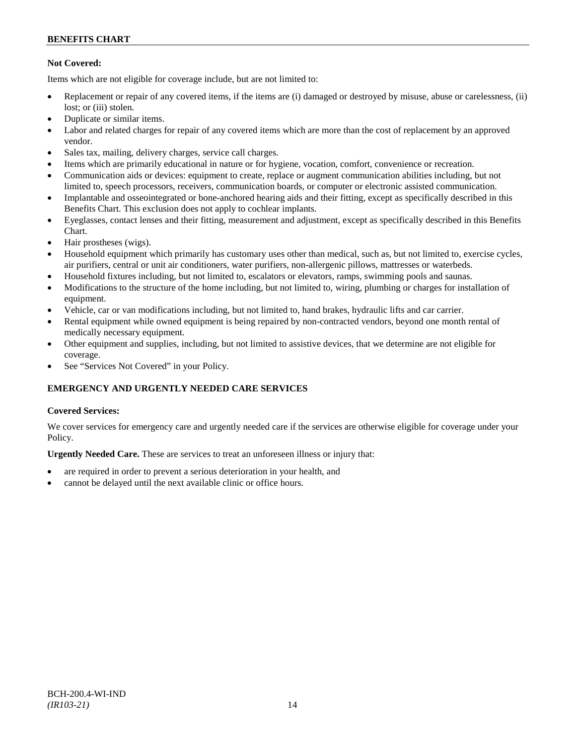**Not Covered:**

Items which are not eligible for coverage include, but are not limited to:

- Replacement or repair of any covered items, if the items are (i) damaged or destroyed by misuse, abuse or carelessness, (ii) lost; or (iii) stolen.
- Duplicate or similar items.
- Labor and related charges for repair of any covered items which are more than the cost of replacement by an approved vendor.
- Sales tax, mailing, delivery charges, service call charges.
- Items which are primarily educational in nature or for hygiene, vocation, comfort, convenience or recreation.
- Communication aids or devices: equipment to create, replace or augment communication abilities including, but not limited to, speech processors, receivers, communication boards, or computer or electronic assisted communication.
- Implantable and osseointegrated or bone-anchored hearing aids and their fitting, except as specifically described in this Benefits Chart. This exclusion does not apply to cochlear implants.
- Eyeglasses, contact lenses and their fitting, measurement and adjustment, except as specifically described in this Benefits Chart.
- Hair prostheses (wigs).
- Household equipment which primarily has customary uses other than medical, such as, but not limited to, exercise cycles, air purifiers, central or unit air conditioners, water purifiers, non-allergenic pillows, mattresses or waterbeds.
- Household fixtures including, but not limited to, escalators or elevators, ramps, swimming pools and saunas.
- Modifications to the structure of the home including, but not limited to, wiring, plumbing or charges for installation of equipment.
- Vehicle, car or van modifications including, but not limited to, hand brakes, hydraulic lifts and car carrier.
- Rental equipment while owned equipment is being repaired by non-contracted vendors, beyond one month rental of medically necessary equipment.
- Other equipment and supplies, including, but not limited to assistive devices, that we determine are not eligible for coverage.
- See "Services Not Covered" in your Policy.

## EMERGENCY AND URGENTLY NEEDED CARE SERVICES

**Covered Services:**

We cover services for emergency care and urgently needed care if the services are otherwise eligible for coverage under your Policy.

**Urgently Needed Care.** These are services to treat an unforeseen illness or injury that:

- are required in order to prevent a serious deterioration in your health, and
- cannot be delayed until the next available clinic or office hours.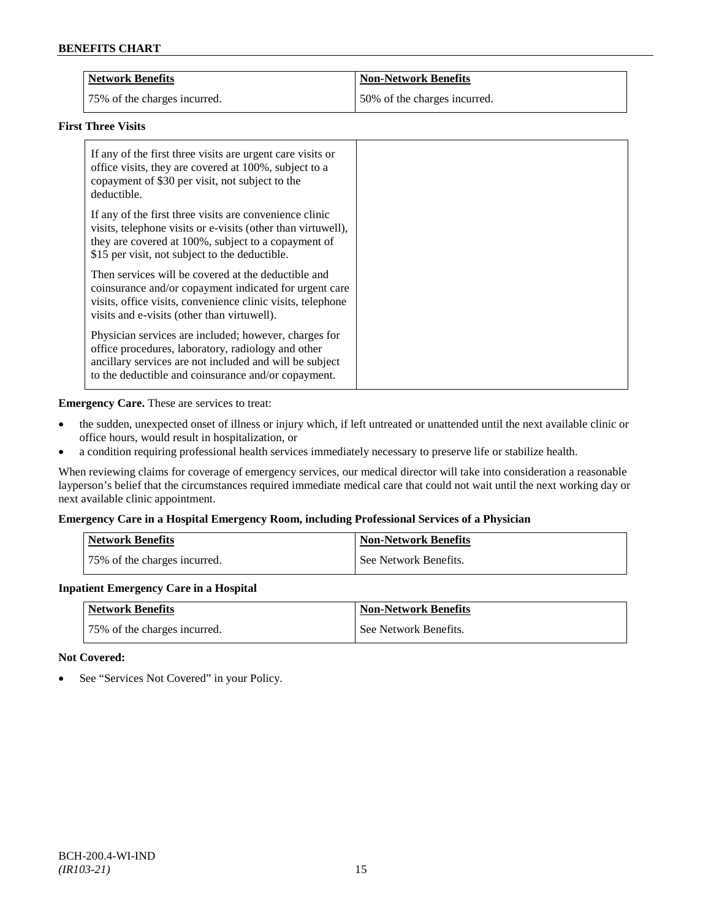| Network Benefits | Non-Network Benefits |
|---|---|
| 75% of the charges incurred. | 50% of the charges incurred. |

**First Three Visits**

| | |
|---|---|
| If any of the first three visits are urgent care visits or office visits, they are covered at 100%, subject to a copayment of $30 per visit, not subject to the deductible.<br><br>If any of the first three visits are convenience clinic visits, telephone visits or e-visits (other than virtuwell), they are covered at 100%, subject to a copayment of $15 per visit, not subject to the deductible.<br><br>Then services will be covered at the deductible and coinsurance and/or copayment indicated for urgent care visits, office visits, convenience clinic visits, telephone visits and e-visits (other than virtuwell).<br><br>Physician services are included; however, charges for office procedures, laboratory, radiology and other ancillary services are not included and will be subject to the deductible and coinsurance and/or copayment. | |

**Emergency Care.** These are services to treat:

- the sudden, unexpected onset of illness or injury which, if left untreated or unattended until the next available clinic or office hours, would result in hospitalization, or
- a condition requiring professional health services immediately necessary to preserve life or stabilize health.

When reviewing claims for coverage of emergency services, our medical director will take into consideration a reasonable layperson's belief that the circumstances required immediate medical care that could not wait until the next working day or next available clinic appointment.

**Emergency Care in a Hospital Emergency Room, including Professional Services of a Physician**

| Network Benefits | Non-Network Benefits |
|---|---|
| 75% of the charges incurred. | See Network Benefits. |

**Inpatient Emergency Care in a Hospital**

| Network Benefits | Non-Network Benefits |
|---|---|
| 75% of the charges incurred. | See Network Benefits. |

**Not Covered:**

- See "Services Not Covered" in your Policy.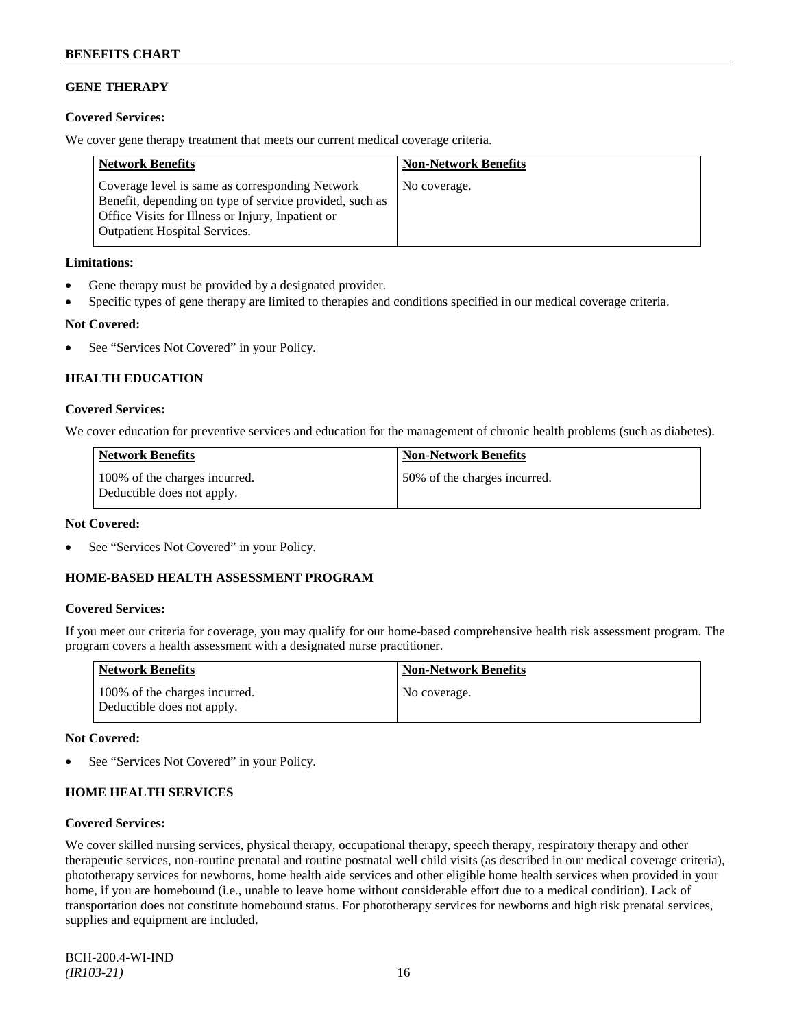## GENE THERAPY

**Covered Services:**

We cover gene therapy treatment that meets our current medical coverage criteria.

| Network Benefits | Non-Network Benefits |
| --- | --- |
| Coverage level is same as corresponding Network Benefit, depending on type of service provided, such as Office Visits for Illness or Injury, Inpatient or Outpatient Hospital Services. | No coverage. |

**Limitations:**

- Gene therapy must be provided by a designated provider.
- Specific types of gene therapy are limited to therapies and conditions specified in our medical coverage criteria.

**Not Covered:**

- See "Services Not Covered" in your Policy.

## HEALTH EDUCATION

**Covered Services:**

We cover education for preventive services and education for the management of chronic health problems (such as diabetes).

| Network Benefits | Non-Network Benefits |
| --- | --- |
| 100% of the charges incurred. Deductible does not apply. | 50% of the charges incurred. |

**Not Covered:**

- See "Services Not Covered" in your Policy.

## HOME-BASED HEALTH ASSESSMENT PROGRAM

**Covered Services:**

If you meet our criteria for coverage, you may qualify for our home-based comprehensive health risk assessment program. The program covers a health assessment with a designated nurse practitioner.

| Network Benefits | Non-Network Benefits |
| --- | --- |
| 100% of the charges incurred. Deductible does not apply. | No coverage. |

**Not Covered:**

- See "Services Not Covered" in your Policy.

## HOME HEALTH SERVICES

**Covered Services:**

We cover skilled nursing services, physical therapy, occupational therapy, speech therapy, respiratory therapy and other therapeutic services, non-routine prenatal and routine postnatal well child visits (as described in our medical coverage criteria), phototherapy services for newborns, home health aide services and other eligible home health services when provided in your home, if you are homebound (i.e., unable to leave home without considerable effort due to a medical condition). Lack of transportation does not constitute homebound status. For phototherapy services for newborns and high risk prenatal services, supplies and equipment are included.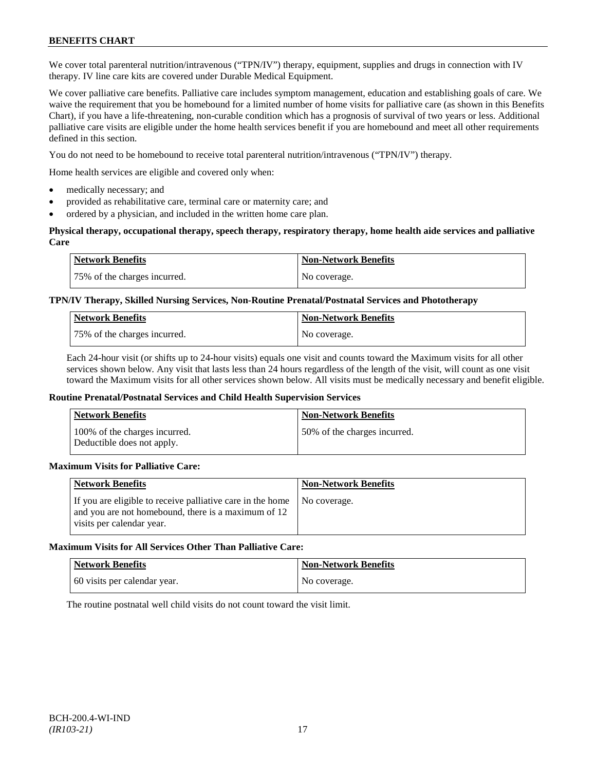We cover total parenteral nutrition/intravenous ("TPN/IV") therapy, equipment, supplies and drugs in connection with IV therapy. IV line care kits are covered under Durable Medical Equipment.

We cover palliative care benefits. Palliative care includes symptom management, education and establishing goals of care. We waive the requirement that you be homebound for a limited number of home visits for palliative care (as shown in this Benefits Chart), if you have a life-threatening, non-curable condition which has a prognosis of survival of two years or less. Additional palliative care visits are eligible under the home health services benefit if you are homebound and meet all other requirements defined in this section.

You do not need to be homebound to receive total parenteral nutrition/intravenous ("TPN/IV") therapy.

Home health services are eligible and covered only when:

- medically necessary; and
- provided as rehabilitative care, terminal care or maternity care; and
- ordered by a physician, and included in the written home care plan.

**Physical therapy, occupational therapy, speech therapy, respiratory therapy, home health aide services and palliative Care**

| Network Benefits | Non-Network Benefits |
| --- | --- |
| 75% of the charges incurred. | No coverage. |

**TPN/IV Therapy, Skilled Nursing Services, Non-Routine Prenatal/Postnatal Services and Phototherapy**

| Network Benefits | Non-Network Benefits |
| --- | --- |
| 75% of the charges incurred. | No coverage. |

Each 24-hour visit (or shifts up to 24-hour visits) equals one visit and counts toward the Maximum visits for all other services shown below. Any visit that lasts less than 24 hours regardless of the length of the visit, will count as one visit toward the Maximum visits for all other services shown below. All visits must be medically necessary and benefit eligible.

**Routine Prenatal/Postnatal Services and Child Health Supervision Services**

| Network Benefits | Non-Network Benefits |
| --- | --- |
| 100% of the charges incurred. Deductible does not apply. | 50% of the charges incurred. |

**Maximum Visits for Palliative Care:**

| Network Benefits | Non-Network Benefits |
| --- | --- |
| If you are eligible to receive palliative care in the home and you are not homebound, there is a maximum of 12 visits per calendar year. | No coverage. |

**Maximum Visits for All Services Other Than Palliative Care:**

| Network Benefits | Non-Network Benefits |
| --- | --- |
| 60 visits per calendar year. | No coverage. |

The routine postnatal well child visits do not count toward the visit limit.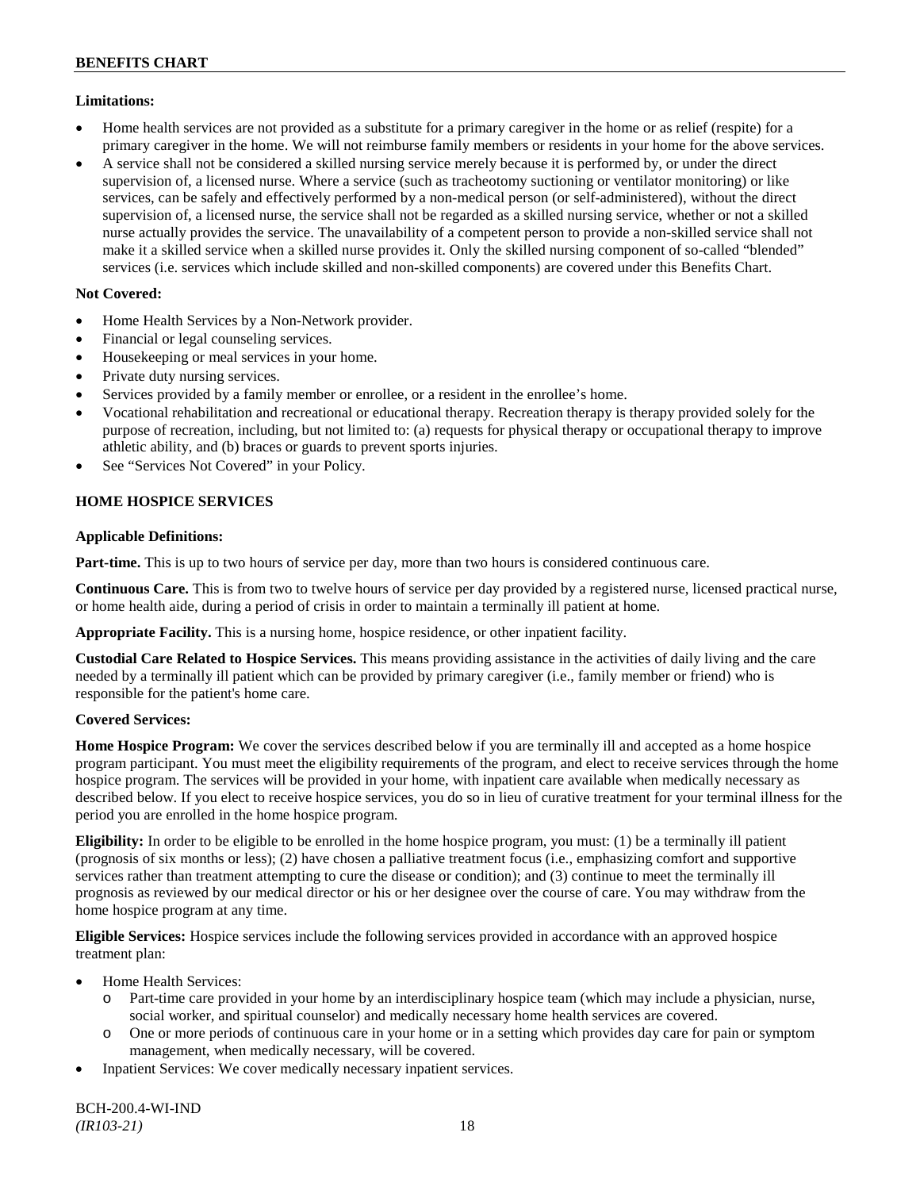**Limitations:**

- Home health services are not provided as a substitute for a primary caregiver in the home or as relief (respite) for a primary caregiver in the home. We will not reimburse family members or residents in your home for the above services.
- A service shall not be considered a skilled nursing service merely because it is performed by, or under the direct supervision of, a licensed nurse. Where a service (such as tracheotomy suctioning or ventilator monitoring) or like services, can be safely and effectively performed by a non-medical person (or self-administered), without the direct supervision of, a licensed nurse, the service shall not be regarded as a skilled nursing service, whether or not a skilled nurse actually provides the service. The unavailability of a competent person to provide a non-skilled service shall not make it a skilled service when a skilled nurse provides it. Only the skilled nursing component of so-called "blended" services (i.e. services which include skilled and non-skilled components) are covered under this Benefits Chart.

**Not Covered:**

- Home Health Services by a Non-Network provider.
- Financial or legal counseling services.
- Housekeeping or meal services in your home.
- Private duty nursing services.
- Services provided by a family member or enrollee, or a resident in the enrollee's home.
- Vocational rehabilitation and recreational or educational therapy. Recreation therapy is therapy provided solely for the purpose of recreation, including, but not limited to: (a) requests for physical therapy or occupational therapy to improve athletic ability, and (b) braces or guards to prevent sports injuries.
- See "Services Not Covered" in your Policy.

## HOME HOSPICE SERVICES

**Applicable Definitions:**

**Part-time.** This is up to two hours of service per day, more than two hours is considered continuous care.

**Continuous Care.** This is from two to twelve hours of service per day provided by a registered nurse, licensed practical nurse, or home health aide, during a period of crisis in order to maintain a terminally ill patient at home.

**Appropriate Facility.** This is a nursing home, hospice residence, or other inpatient facility.

**Custodial Care Related to Hospice Services.** This means providing assistance in the activities of daily living and the care needed by a terminally ill patient which can be provided by primary caregiver (i.e., family member or friend) who is responsible for the patient's home care.

**Covered Services:**

**Home Hospice Program:** We cover the services described below if you are terminally ill and accepted as a home hospice program participant. You must meet the eligibility requirements of the program, and elect to receive services through the home hospice program. The services will be provided in your home, with inpatient care available when medically necessary as described below. If you elect to receive hospice services, you do so in lieu of curative treatment for your terminal illness for the period you are enrolled in the home hospice program.

**Eligibility:** In order to be eligible to be enrolled in the home hospice program, you must: (1) be a terminally ill patient (prognosis of six months or less); (2) have chosen a palliative treatment focus (i.e., emphasizing comfort and supportive services rather than treatment attempting to cure the disease or condition); and (3) continue to meet the terminally ill prognosis as reviewed by our medical director or his or her designee over the course of care. You may withdraw from the home hospice program at any time.

**Eligible Services:** Hospice services include the following services provided in accordance with an approved hospice treatment plan:

- Home Health Services:
  - Part-time care provided in your home by an interdisciplinary hospice team (which may include a physician, nurse, social worker, and spiritual counselor) and medically necessary home health services are covered.
  - One or more periods of continuous care in your home or in a setting which provides day care for pain or symptom management, when medically necessary, will be covered.
- Inpatient Services: We cover medically necessary inpatient services.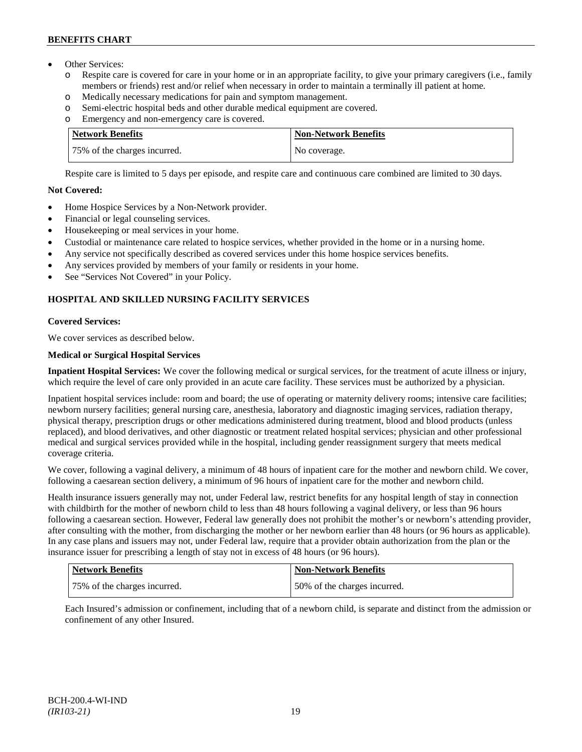- Other Services:
  - o Respite care is covered for care in your home or in an appropriate facility, to give your primary caregivers (i.e., family members or friends) rest and/or relief when necessary in order to maintain a terminally ill patient at home.
  - o Medically necessary medications for pain and symptom management.
  - o Semi-electric hospital beds and other durable medical equipment are covered.
  - o Emergency and non-emergency care is covered.

| Network Benefits | Non-Network Benefits |
|---|---|
| 75% of the charges incurred. | No coverage. |

Respite care is limited to 5 days per episode, and respite care and continuous care combined are limited to 30 days.

**Not Covered:**

- Home Hospice Services by a Non-Network provider.
- Financial or legal counseling services.
- Housekeeping or meal services in your home.
- Custodial or maintenance care related to hospice services, whether provided in the home or in a nursing home.
- Any service not specifically described as covered services under this home hospice services benefits.
- Any services provided by members of your family or residents in your home.
- See "Services Not Covered" in your Policy.

## HOSPITAL AND SKILLED NURSING FACILITY SERVICES

**Covered Services:**

We cover services as described below.

**Medical or Surgical Hospital Services**

**Inpatient Hospital Services:** We cover the following medical or surgical services, for the treatment of acute illness or injury, which require the level of care only provided in an acute care facility. These services must be authorized by a physician.

Inpatient hospital services include: room and board; the use of operating or maternity delivery rooms; intensive care facilities; newborn nursery facilities; general nursing care, anesthesia, laboratory and diagnostic imaging services, radiation therapy, physical therapy, prescription drugs or other medications administered during treatment, blood and blood products (unless replaced), and blood derivatives, and other diagnostic or treatment related hospital services; physician and other professional medical and surgical services provided while in the hospital, including gender reassignment surgery that meets medical coverage criteria.

We cover, following a vaginal delivery, a minimum of 48 hours of inpatient care for the mother and newborn child. We cover, following a caesarean section delivery, a minimum of 96 hours of inpatient care for the mother and newborn child.

Health insurance issuers generally may not, under Federal law, restrict benefits for any hospital length of stay in connection with childbirth for the mother of newborn child to less than 48 hours following a vaginal delivery, or less than 96 hours following a caesarean section. However, Federal law generally does not prohibit the mother's or newborn's attending provider, after consulting with the mother, from discharging the mother or her newborn earlier than 48 hours (or 96 hours as applicable). In any case plans and issuers may not, under Federal law, require that a provider obtain authorization from the plan or the insurance issuer for prescribing a length of stay not in excess of 48 hours (or 96 hours).

| Network Benefits | Non-Network Benefits |
|---|---|
| 75% of the charges incurred. | 50% of the charges incurred. |

Each Insured's admission or confinement, including that of a newborn child, is separate and distinct from the admission or confinement of any other Insured.

BCH-200.4-WI-IND
*(IR103-21)*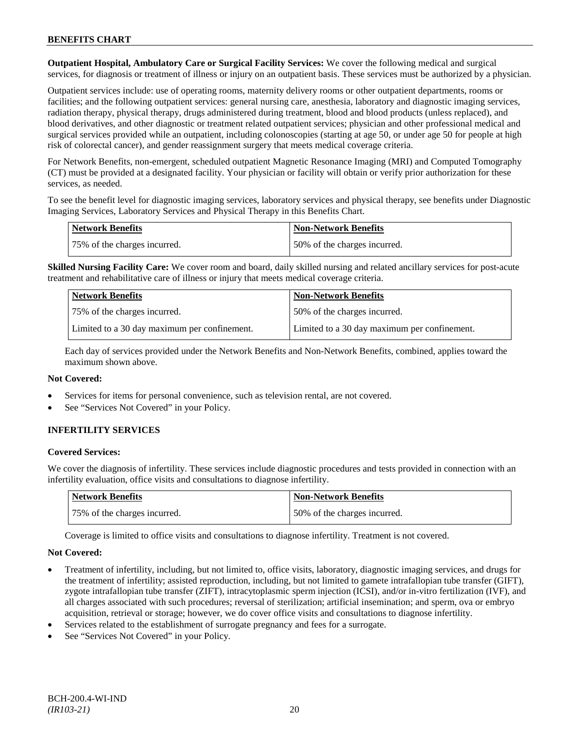**Outpatient Hospital, Ambulatory Care or Surgical Facility Services:** We cover the following medical and surgical services, for diagnosis or treatment of illness or injury on an outpatient basis. These services must be authorized by a physician.

Outpatient services include: use of operating rooms, maternity delivery rooms or other outpatient departments, rooms or facilities; and the following outpatient services: general nursing care, anesthesia, laboratory and diagnostic imaging services, radiation therapy, physical therapy, drugs administered during treatment, blood and blood products (unless replaced), and blood derivatives, and other diagnostic or treatment related outpatient services; physician and other professional medical and surgical services provided while an outpatient, including colonoscopies (starting at age 50, or under age 50 for people at high risk of colorectal cancer), and gender reassignment surgery that meets medical coverage criteria.

For Network Benefits, non-emergent, scheduled outpatient Magnetic Resonance Imaging (MRI) and Computed Tomography (CT) must be provided at a designated facility. Your physician or facility will obtain or verify prior authorization for these services, as needed.

To see the benefit level for diagnostic imaging services, laboratory services and physical therapy, see benefits under Diagnostic Imaging Services, Laboratory Services and Physical Therapy in this Benefits Chart.

| Network Benefits | Non-Network Benefits |
|---|---|
| 75% of the charges incurred. | 50% of the charges incurred. |

**Skilled Nursing Facility Care:** We cover room and board, daily skilled nursing and related ancillary services for post-acute treatment and rehabilitative care of illness or injury that meets medical coverage criteria.

| Network Benefits | Non-Network Benefits |
|---|---|
| 75% of the charges incurred. | 50% of the charges incurred. |
| Limited to a 30 day maximum per confinement. | Limited to a 30 day maximum per confinement. |

Each day of services provided under the Network Benefits and Non-Network Benefits, combined, applies toward the maximum shown above.

**Not Covered:**

- Services for items for personal convenience, such as television rental, are not covered.
- See "Services Not Covered" in your Policy.

### INFERTILITY SERVICES

**Covered Services:**

We cover the diagnosis of infertility. These services include diagnostic procedures and tests provided in connection with an infertility evaluation, office visits and consultations to diagnose infertility.

| Network Benefits | Non-Network Benefits |
|---|---|
| 75% of the charges incurred. | 50% of the charges incurred. |

Coverage is limited to office visits and consultations to diagnose infertility. Treatment is not covered.

**Not Covered:**

- Treatment of infertility, including, but not limited to, office visits, laboratory, diagnostic imaging services, and drugs for the treatment of infertility; assisted reproduction, including, but not limited to gamete intrafallopian tube transfer (GIFT), zygote intrafallopian tube transfer (ZIFT), intracytoplasmic sperm injection (ICSI), and/or in-vitro fertilization (IVF), and all charges associated with such procedures; reversal of sterilization; artificial insemination; and sperm, ova or embryo acquisition, retrieval or storage; however, we do cover office visits and consultations to diagnose infertility.
- Services related to the establishment of surrogate pregnancy and fees for a surrogate.
- See "Services Not Covered" in your Policy.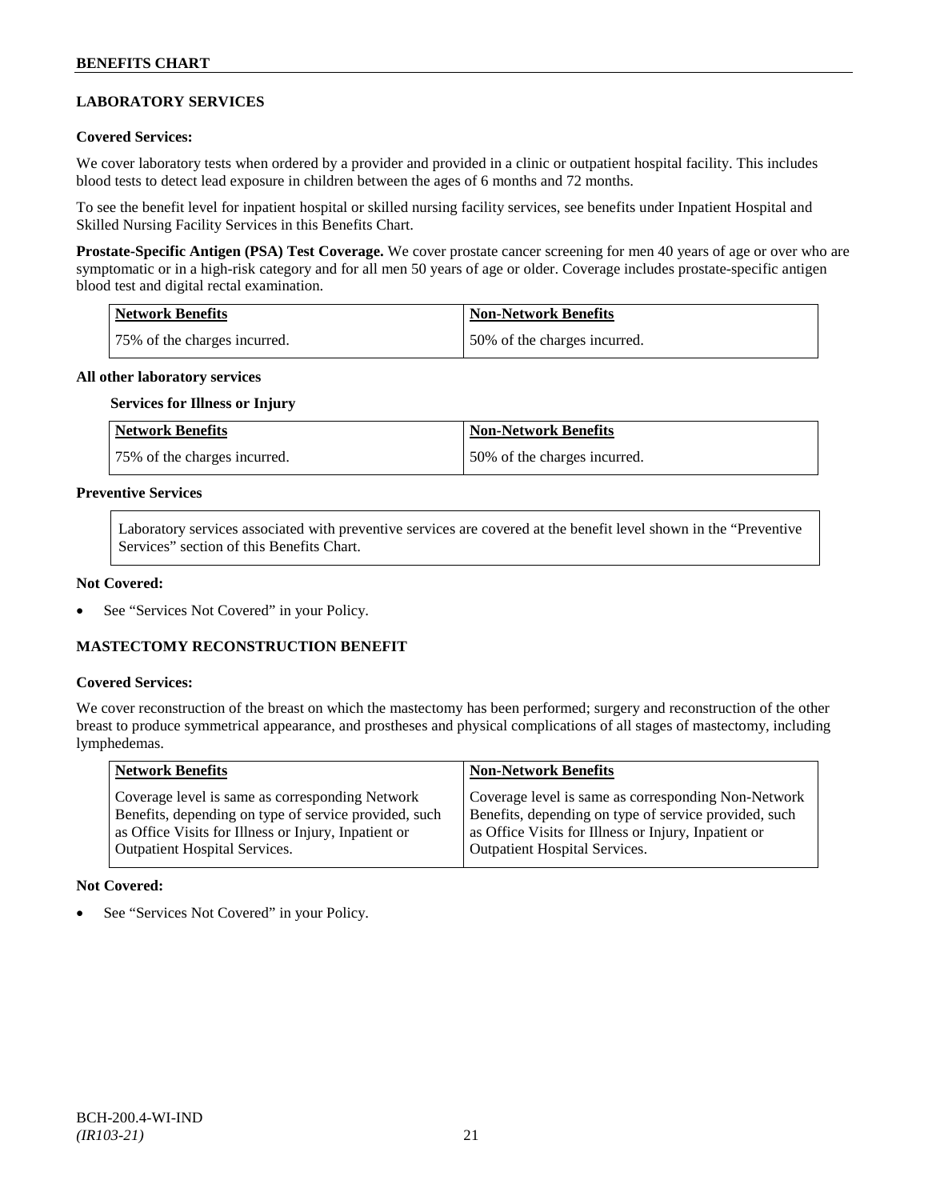## LABORATORY SERVICES

**Covered Services:**

We cover laboratory tests when ordered by a provider and provided in a clinic or outpatient hospital facility. This includes blood tests to detect lead exposure in children between the ages of 6 months and 72 months.

To see the benefit level for inpatient hospital or skilled nursing facility services, see benefits under Inpatient Hospital and Skilled Nursing Facility Services in this Benefits Chart.

**Prostate-Specific Antigen (PSA) Test Coverage.** We cover prostate cancer screening for men 40 years of age or over who are symptomatic or in a high-risk category and for all men 50 years of age or older. Coverage includes prostate-specific antigen blood test and digital rectal examination.

| Network Benefits | Non-Network Benefits |
| --- | --- |
| 75% of the charges incurred. | 50% of the charges incurred. |

**All other laboratory services**

**Services for Illness or Injury**

| Network Benefits | Non-Network Benefits |
| --- | --- |
| 75% of the charges incurred. | 50% of the charges incurred. |

**Preventive Services**

| Laboratory services associated with preventive services are covered at the benefit level shown in the "Preventive Services" section of this Benefits Chart. |
| --- |

**Not Covered:**

- See "Services Not Covered" in your Policy.

## MASTECTOMY RECONSTRUCTION BENEFIT

**Covered Services:**

We cover reconstruction of the breast on which the mastectomy has been performed; surgery and reconstruction of the other breast to produce symmetrical appearance, and prostheses and physical complications of all stages of mastectomy, including lymphedemas.

| Network Benefits | Non-Network Benefits |
| --- | --- |
| Coverage level is same as corresponding Network Benefits, depending on type of service provided, such as Office Visits for Illness or Injury, Inpatient or Outpatient Hospital Services. | Coverage level is same as corresponding Non-Network Benefits, depending on type of service provided, such as Office Visits for Illness or Injury, Inpatient or Outpatient Hospital Services. |

**Not Covered:**

- See "Services Not Covered" in your Policy.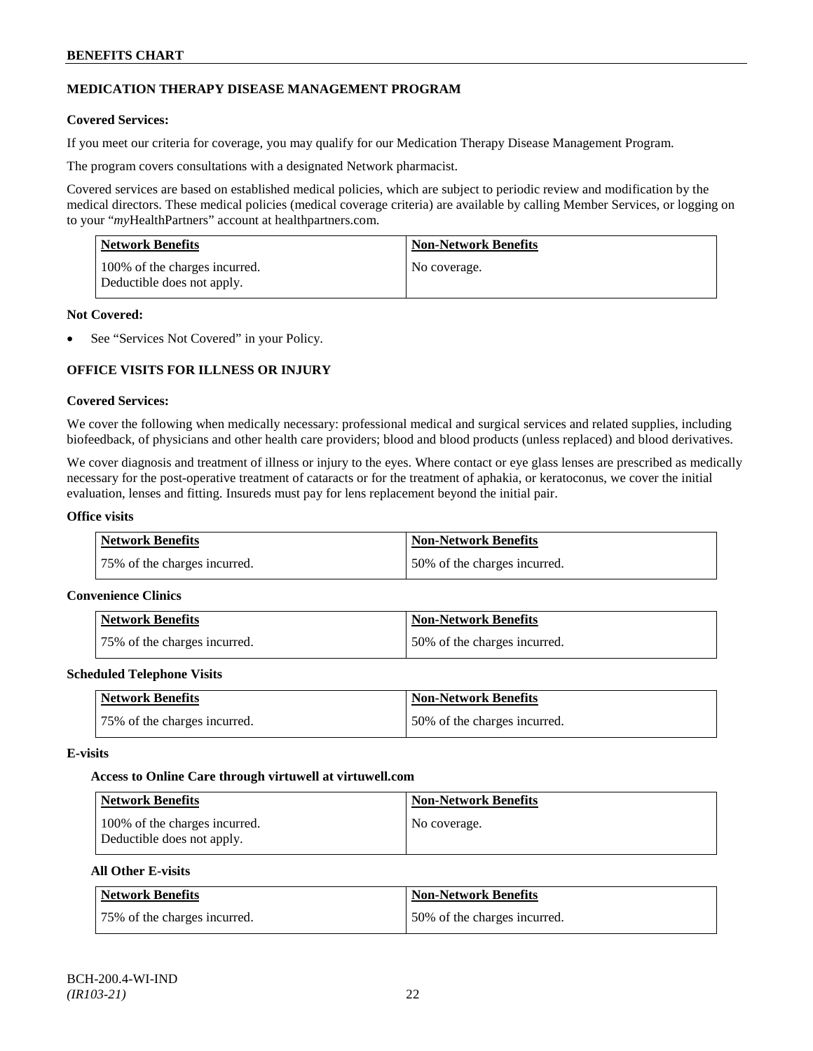## MEDICATION THERAPY DISEASE MANAGEMENT PROGRAM

**Covered Services:**

If you meet our criteria for coverage, you may qualify for our Medication Therapy Disease Management Program.

The program covers consultations with a designated Network pharmacist.

Covered services are based on established medical policies, which are subject to periodic review and modification by the medical directors. These medical policies (medical coverage criteria) are available by calling Member Services, or logging on to your "*my*HealthPartners" account at healthpartners.com.

| Network Benefits | Non-Network Benefits |
| --- | --- |
| 100% of the charges incurred. Deductible does not apply. | No coverage. |

**Not Covered:**

- See "Services Not Covered" in your Policy.

## OFFICE VISITS FOR ILLNESS OR INJURY

**Covered Services:**

We cover the following when medically necessary: professional medical and surgical services and related supplies, including biofeedback, of physicians and other health care providers; blood and blood products (unless replaced) and blood derivatives.

We cover diagnosis and treatment of illness or injury to the eyes. Where contact or eye glass lenses are prescribed as medically necessary for the post-operative treatment of cataracts or for the treatment of aphakia, or keratoconus, we cover the initial evaluation, lenses and fitting. Insureds must pay for lens replacement beyond the initial pair.

**Office visits**

| Network Benefits | Non-Network Benefits |
| --- | --- |
| 75% of the charges incurred. | 50% of the charges incurred. |

**Convenience Clinics**

| Network Benefits | Non-Network Benefits |
| --- | --- |
| 75% of the charges incurred. | 50% of the charges incurred. |

**Scheduled Telephone Visits**

| Network Benefits | Non-Network Benefits |
| --- | --- |
| 75% of the charges incurred. | 50% of the charges incurred. |

**E-visits**

**Access to Online Care through virtuwell at virtuwell.com**

| Network Benefits | Non-Network Benefits |
| --- | --- |
| 100% of the charges incurred. Deductible does not apply. | No coverage. |

**All Other E-visits**

| Network Benefits | Non-Network Benefits |
| --- | --- |
| 75% of the charges incurred. | 50% of the charges incurred. |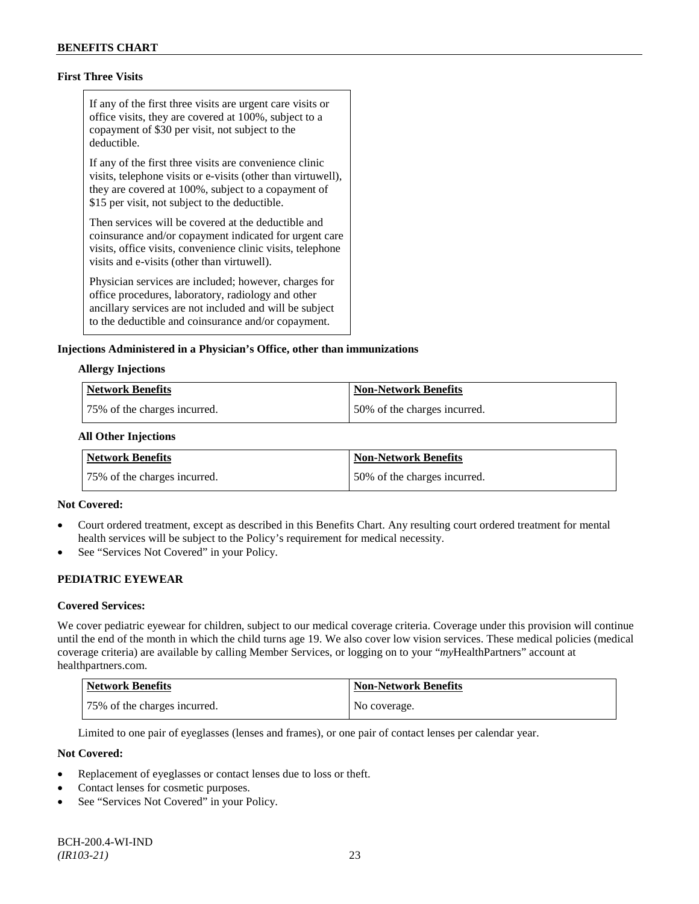**First Three Visits**

If any of the first three visits are urgent care visits or office visits, they are covered at 100%, subject to a copayment of $30 per visit, not subject to the deductible.

If any of the first three visits are convenience clinic visits, telephone visits or e-visits (other than virtuwell), they are covered at 100%, subject to a copayment of $15 per visit, not subject to the deductible.

Then services will be covered at the deductible and coinsurance and/or copayment indicated for urgent care visits, office visits, convenience clinic visits, telephone visits and e-visits (other than virtuwell).

Physician services are included; however, charges for office procedures, laboratory, radiology and other ancillary services are not included and will be subject to the deductible and coinsurance and/or copayment.

**Injections Administered in a Physician's Office, other than immunizations**

**Allergy Injections**

| Network Benefits | Non-Network Benefits |
|---|---|
| 75% of the charges incurred. | 50% of the charges incurred. |

**All Other Injections**

| Network Benefits | Non-Network Benefits |
|---|---|
| 75% of the charges incurred. | 50% of the charges incurred. |

**Not Covered:**

- Court ordered treatment, except as described in this Benefits Chart. Any resulting court ordered treatment for mental health services will be subject to the Policy's requirement for medical necessity.
- See "Services Not Covered" in your Policy.

## PEDIATRIC EYEWEAR

**Covered Services:**

We cover pediatric eyewear for children, subject to our medical coverage criteria. Coverage under this provision will continue until the end of the month in which the child turns age 19. We also cover low vision services. These medical policies (medical coverage criteria) are available by calling Member Services, or logging on to your "*my*HealthPartners" account at healthpartners.com.

| Network Benefits | Non-Network Benefits |
|---|---|
| 75% of the charges incurred. | No coverage. |

Limited to one pair of eyeglasses (lenses and frames), or one pair of contact lenses per calendar year.

**Not Covered:**

- Replacement of eyeglasses or contact lenses due to loss or theft.
- Contact lenses for cosmetic purposes.
- See "Services Not Covered" in your Policy.

BCH-200.4-WI-IND
*(IR103-21)*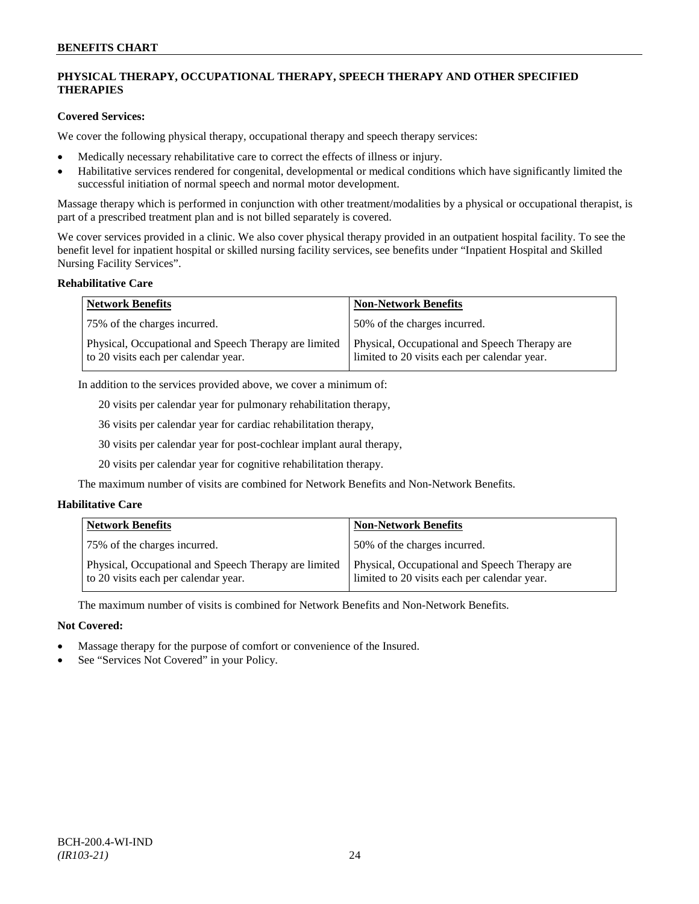## PHYSICAL THERAPY, OCCUPATIONAL THERAPY, SPEECH THERAPY AND OTHER SPECIFIED THERAPIES

**Covered Services:**

We cover the following physical therapy, occupational therapy and speech therapy services:

- Medically necessary rehabilitative care to correct the effects of illness or injury.
- Habilitative services rendered for congenital, developmental or medical conditions which have significantly limited the successful initiation of normal speech and normal motor development.

Massage therapy which is performed in conjunction with other treatment/modalities by a physical or occupational therapist, is part of a prescribed treatment plan and is not billed separately is covered.

We cover services provided in a clinic. We also cover physical therapy provided in an outpatient hospital facility. To see the benefit level for inpatient hospital or skilled nursing facility services, see benefits under "Inpatient Hospital and Skilled Nursing Facility Services".

**Rehabilitative Care**

| Network Benefits | Non-Network Benefits |
|---|---|
| 75% of the charges incurred. | 50% of the charges incurred. |
| Physical, Occupational and Speech Therapy are limited to 20 visits each per calendar year. | Physical, Occupational and Speech Therapy are limited to 20 visits each per calendar year. |

In addition to the services provided above, we cover a minimum of:

20 visits per calendar year for pulmonary rehabilitation therapy,

36 visits per calendar year for cardiac rehabilitation therapy,

30 visits per calendar year for post-cochlear implant aural therapy,

20 visits per calendar year for cognitive rehabilitation therapy.

The maximum number of visits are combined for Network Benefits and Non-Network Benefits.

**Habilitative Care**

| Network Benefits | Non-Network Benefits |
|---|---|
| 75% of the charges incurred. | 50% of the charges incurred. |
| Physical, Occupational and Speech Therapy are limited to 20 visits each per calendar year. | Physical, Occupational and Speech Therapy are limited to 20 visits each per calendar year. |

The maximum number of visits is combined for Network Benefits and Non-Network Benefits.

**Not Covered:**

- Massage therapy for the purpose of comfort or convenience of the Insured.
- See "Services Not Covered" in your Policy.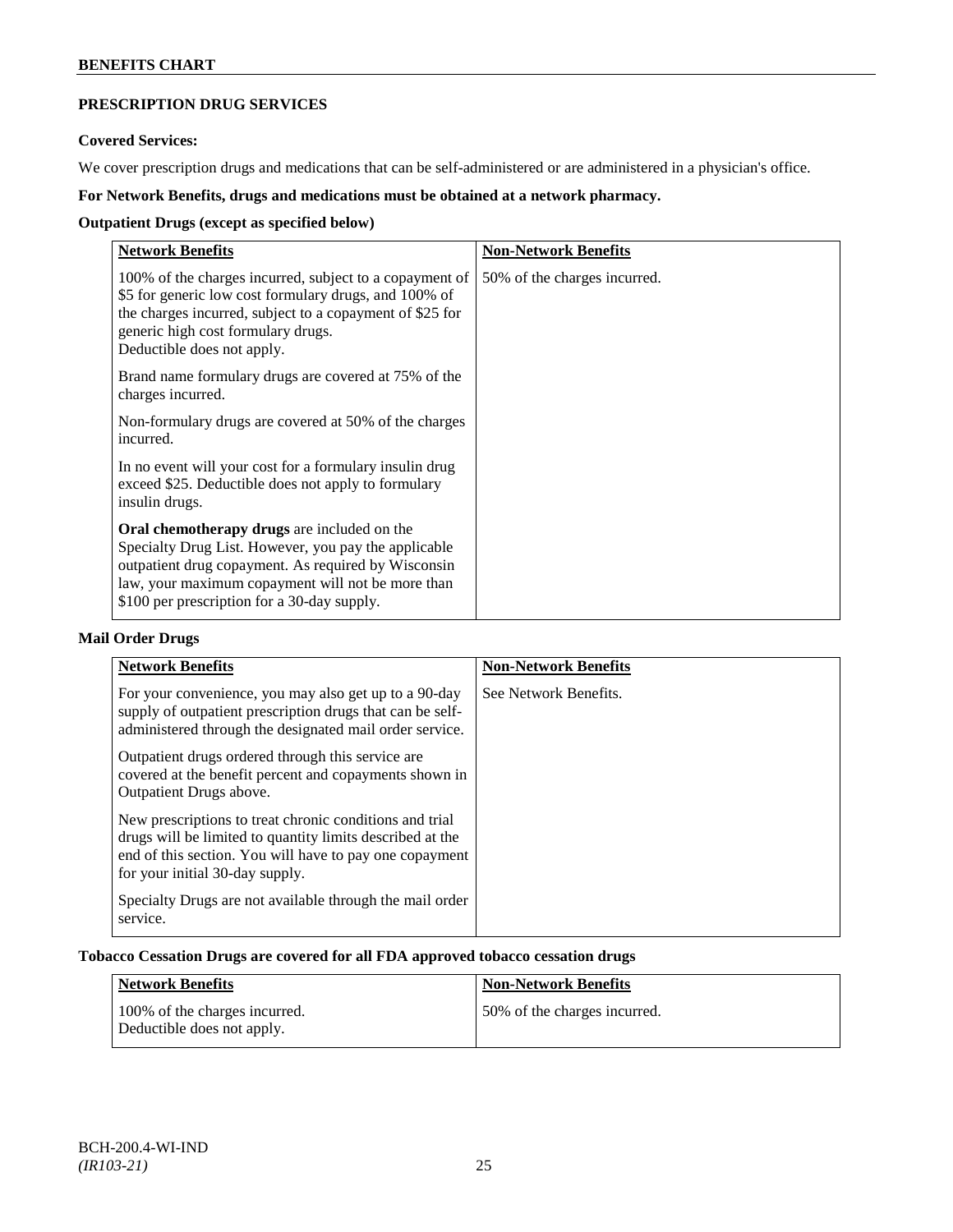## PRESCRIPTION DRUG SERVICES

**Covered Services:**

We cover prescription drugs and medications that can be self-administered or are administered in a physician's office.

**For Network Benefits, drugs and medications must be obtained at a network pharmacy.**

**Outpatient Drugs (except as specified below)**

| Network Benefits | Non-Network Benefits |
|---|---|
| 100% of the charges incurred, subject to a copayment of \$5 for generic low cost formulary drugs, and 100% of the charges incurred, subject to a copayment of \$25 for generic high cost formulary drugs.<br>Deductible does not apply.<br><br>Brand name formulary drugs are covered at 75% of the charges incurred.<br><br>Non-formulary drugs are covered at 50% of the charges incurred.<br><br>In no event will your cost for a formulary insulin drug exceed \$25. Deductible does not apply to formulary insulin drugs.<br><br>**Oral chemotherapy drugs** are included on the Specialty Drug List. However, you pay the applicable outpatient drug copayment. As required by Wisconsin law, your maximum copayment will not be more than \$100 per prescription for a 30-day supply. | 50% of the charges incurred. |

**Mail Order Drugs**

| Network Benefits | Non-Network Benefits |
|---|---|
| For your convenience, you may also get up to a 90-day supply of outpatient prescription drugs that can be self-administered through the designated mail order service.<br><br>Outpatient drugs ordered through this service are covered at the benefit percent and copayments shown in Outpatient Drugs above.<br><br>New prescriptions to treat chronic conditions and trial drugs will be limited to quantity limits described at the end of this section. You will have to pay one copayment for your initial 30-day supply.<br><br>Specialty Drugs are not available through the mail order service. | See Network Benefits. |

**Tobacco Cessation Drugs are covered for all FDA approved tobacco cessation drugs**

| Network Benefits | Non-Network Benefits |
|---|---|
| 100% of the charges incurred.<br>Deductible does not apply. | 50% of the charges incurred. |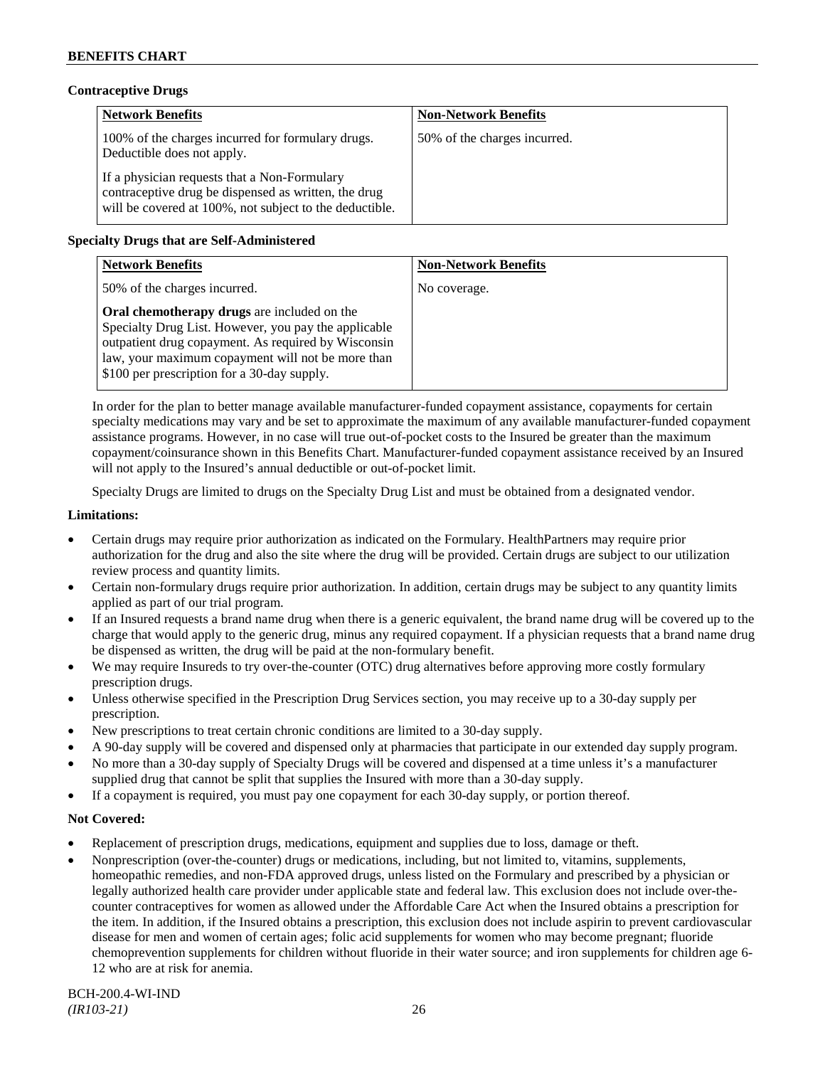### Contraceptive Drugs

| Network Benefits | Non-Network Benefits |
| --- | --- |
| 100% of the charges incurred for formulary drugs. Deductible does not apply.<br><br>If a physician requests that a Non-Formulary contraceptive drug be dispensed as written, the drug will be covered at 100%, not subject to the deductible. | 50% of the charges incurred. |

### Specialty Drugs that are Self-Administered

| Network Benefits | Non-Network Benefits |
| --- | --- |
| 50% of the charges incurred.<br><br>**Oral chemotherapy drugs** are included on the Specialty Drug List. However, you pay the applicable outpatient drug copayment. As required by Wisconsin law, your maximum copayment will not be more than \$100 per prescription for a 30-day supply. | No coverage. |

In order for the plan to better manage available manufacturer-funded copayment assistance, copayments for certain specialty medications may vary and be set to approximate the maximum of any available manufacturer-funded copayment assistance programs. However, in no case will true out-of-pocket costs to the Insured be greater than the maximum copayment/coinsurance shown in this Benefits Chart. Manufacturer-funded copayment assistance received by an Insured will not apply to the Insured's annual deductible or out-of-pocket limit.

Specialty Drugs are limited to drugs on the Specialty Drug List and must be obtained from a designated vendor.

**Limitations:**

- Certain drugs may require prior authorization as indicated on the Formulary. HealthPartners may require prior authorization for the drug and also the site where the drug will be provided. Certain drugs are subject to our utilization review process and quantity limits.
- Certain non-formulary drugs require prior authorization. In addition, certain drugs may be subject to any quantity limits applied as part of our trial program.
- If an Insured requests a brand name drug when there is a generic equivalent, the brand name drug will be covered up to the charge that would apply to the generic drug, minus any required copayment. If a physician requests that a brand name drug be dispensed as written, the drug will be paid at the non-formulary benefit.
- We may require Insureds to try over-the-counter (OTC) drug alternatives before approving more costly formulary prescription drugs.
- Unless otherwise specified in the Prescription Drug Services section, you may receive up to a 30-day supply per prescription.
- New prescriptions to treat certain chronic conditions are limited to a 30-day supply.
- A 90-day supply will be covered and dispensed only at pharmacies that participate in our extended day supply program.
- No more than a 30-day supply of Specialty Drugs will be covered and dispensed at a time unless it's a manufacturer supplied drug that cannot be split that supplies the Insured with more than a 30-day supply.
- If a copayment is required, you must pay one copayment for each 30-day supply, or portion thereof.

**Not Covered:**

- Replacement of prescription drugs, medications, equipment and supplies due to loss, damage or theft.
- Nonprescription (over-the-counter) drugs or medications, including, but not limited to, vitamins, supplements, homeopathic remedies, and non-FDA approved drugs, unless listed on the Formulary and prescribed by a physician or legally authorized health care provider under applicable state and federal law. This exclusion does not include over-the-counter contraceptives for women as allowed under the Affordable Care Act when the Insured obtains a prescription for the item. In addition, if the Insured obtains a prescription, this exclusion does not include aspirin to prevent cardiovascular disease for men and women of certain ages; folic acid supplements for women who may become pregnant; fluoride chemoprevention supplements for children without fluoride in their water source; and iron supplements for children age 6-12 who are at risk for anemia.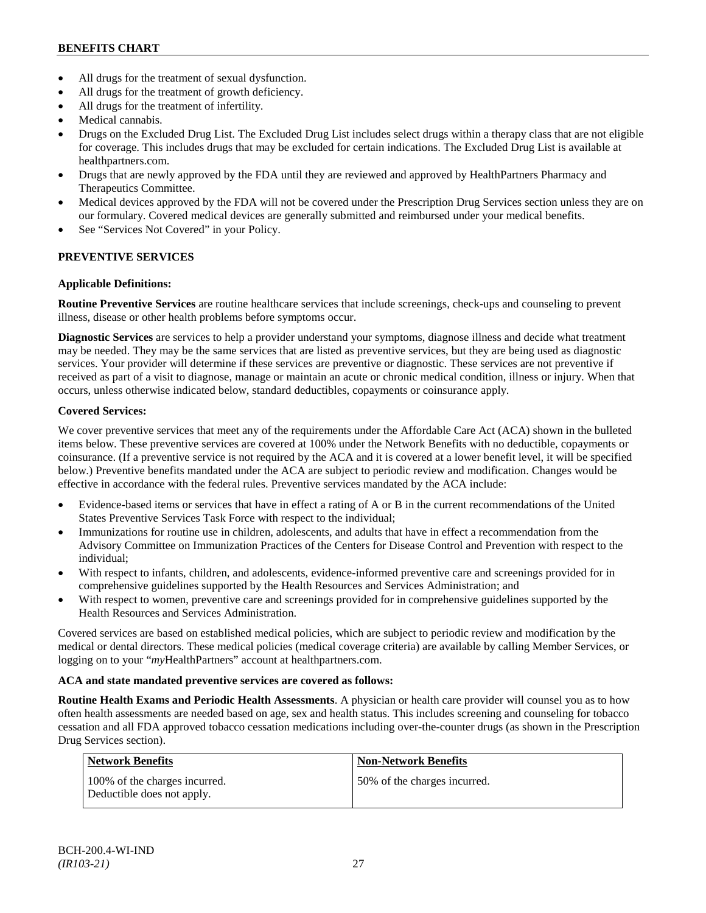- All drugs for the treatment of sexual dysfunction.
- All drugs for the treatment of growth deficiency.
- All drugs for the treatment of infertility.
- Medical cannabis.
- Drugs on the Excluded Drug List. The Excluded Drug List includes select drugs within a therapy class that are not eligible for coverage. This includes drugs that may be excluded for certain indications. The Excluded Drug List is available at healthpartners.com.
- Drugs that are newly approved by the FDA until they are reviewed and approved by HealthPartners Pharmacy and Therapeutics Committee.
- Medical devices approved by the FDA will not be covered under the Prescription Drug Services section unless they are on our formulary. Covered medical devices are generally submitted and reimbursed under your medical benefits.
- See "Services Not Covered" in your Policy.

## PREVENTIVE SERVICES

**Applicable Definitions:**

**Routine Preventive Services** are routine healthcare services that include screenings, check-ups and counseling to prevent illness, disease or other health problems before symptoms occur.

**Diagnostic Services** are services to help a provider understand your symptoms, diagnose illness and decide what treatment may be needed. They may be the same services that are listed as preventive services, but they are being used as diagnostic services. Your provider will determine if these services are preventive or diagnostic. These services are not preventive if received as part of a visit to diagnose, manage or maintain an acute or chronic medical condition, illness or injury. When that occurs, unless otherwise indicated below, standard deductibles, copayments or coinsurance apply.

**Covered Services:**

We cover preventive services that meet any of the requirements under the Affordable Care Act (ACA) shown in the bulleted items below. These preventive services are covered at 100% under the Network Benefits with no deductible, copayments or coinsurance. (If a preventive service is not required by the ACA and it is covered at a lower benefit level, it will be specified below.) Preventive benefits mandated under the ACA are subject to periodic review and modification. Changes would be effective in accordance with the federal rules. Preventive services mandated by the ACA include:

- Evidence-based items or services that have in effect a rating of A or B in the current recommendations of the United States Preventive Services Task Force with respect to the individual;
- Immunizations for routine use in children, adolescents, and adults that have in effect a recommendation from the Advisory Committee on Immunization Practices of the Centers for Disease Control and Prevention with respect to the individual;
- With respect to infants, children, and adolescents, evidence-informed preventive care and screenings provided for in comprehensive guidelines supported by the Health Resources and Services Administration; and
- With respect to women, preventive care and screenings provided for in comprehensive guidelines supported by the Health Resources and Services Administration.

Covered services are based on established medical policies, which are subject to periodic review and modification by the medical or dental directors. These medical policies (medical coverage criteria) are available by calling Member Services, or logging on to your "*my*HealthPartners" account at healthpartners.com.

**ACA and state mandated preventive services are covered as follows:**

**Routine Health Exams and Periodic Health Assessments**. A physician or health care provider will counsel you as to how often health assessments are needed based on age, sex and health status. This includes screening and counseling for tobacco cessation and all FDA approved tobacco cessation medications including over-the-counter drugs (as shown in the Prescription Drug Services section).

| Network Benefits | Non-Network Benefits |
| --- | --- |
| 100% of the charges incurred. Deductible does not apply. | 50% of the charges incurred. |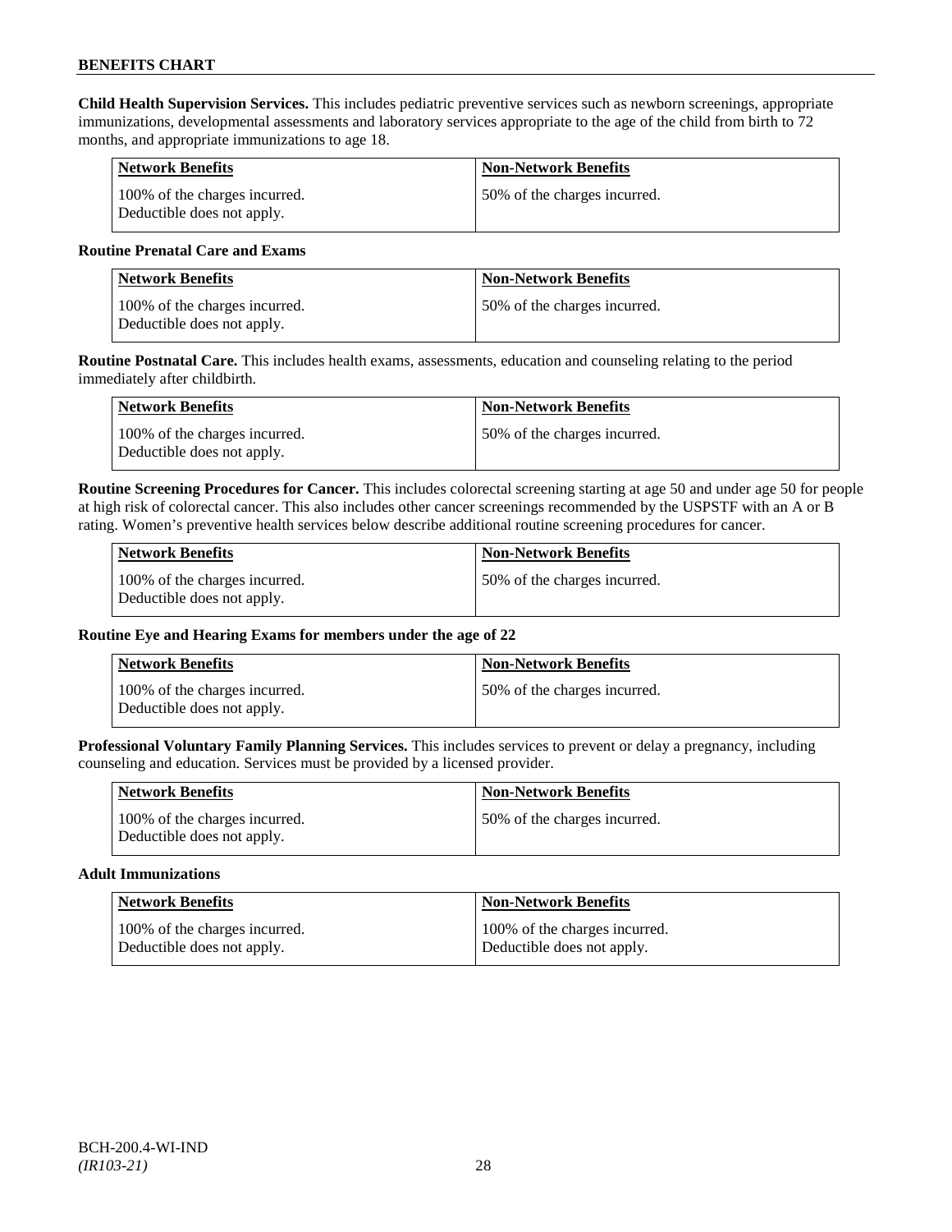**Child Health Supervision Services.** This includes pediatric preventive services such as newborn screenings, appropriate immunizations, developmental assessments and laboratory services appropriate to the age of the child from birth to 72 months, and appropriate immunizations to age 18.

| Network Benefits | Non-Network Benefits |
|---|---|
| 100% of the charges incurred. Deductible does not apply. | 50% of the charges incurred. |

**Routine Prenatal Care and Exams**

| Network Benefits | Non-Network Benefits |
|---|---|
| 100% of the charges incurred. Deductible does not apply. | 50% of the charges incurred. |

**Routine Postnatal Care.** This includes health exams, assessments, education and counseling relating to the period immediately after childbirth.

| Network Benefits | Non-Network Benefits |
|---|---|
| 100% of the charges incurred. Deductible does not apply. | 50% of the charges incurred. |

**Routine Screening Procedures for Cancer.** This includes colorectal screening starting at age 50 and under age 50 for people at high risk of colorectal cancer. This also includes other cancer screenings recommended by the USPSTF with an A or B rating. Women's preventive health services below describe additional routine screening procedures for cancer.

| Network Benefits | Non-Network Benefits |
|---|---|
| 100% of the charges incurred. Deductible does not apply. | 50% of the charges incurred. |

**Routine Eye and Hearing Exams for members under the age of 22**

| Network Benefits | Non-Network Benefits |
|---|---|
| 100% of the charges incurred. Deductible does not apply. | 50% of the charges incurred. |

**Professional Voluntary Family Planning Services.** This includes services to prevent or delay a pregnancy, including counseling and education. Services must be provided by a licensed provider.

| Network Benefits | Non-Network Benefits |
|---|---|
| 100% of the charges incurred. Deductible does not apply. | 50% of the charges incurred. |

**Adult Immunizations**

| Network Benefits | Non-Network Benefits |
|---|---|
| 100% of the charges incurred. Deductible does not apply. | 100% of the charges incurred. Deductible does not apply. |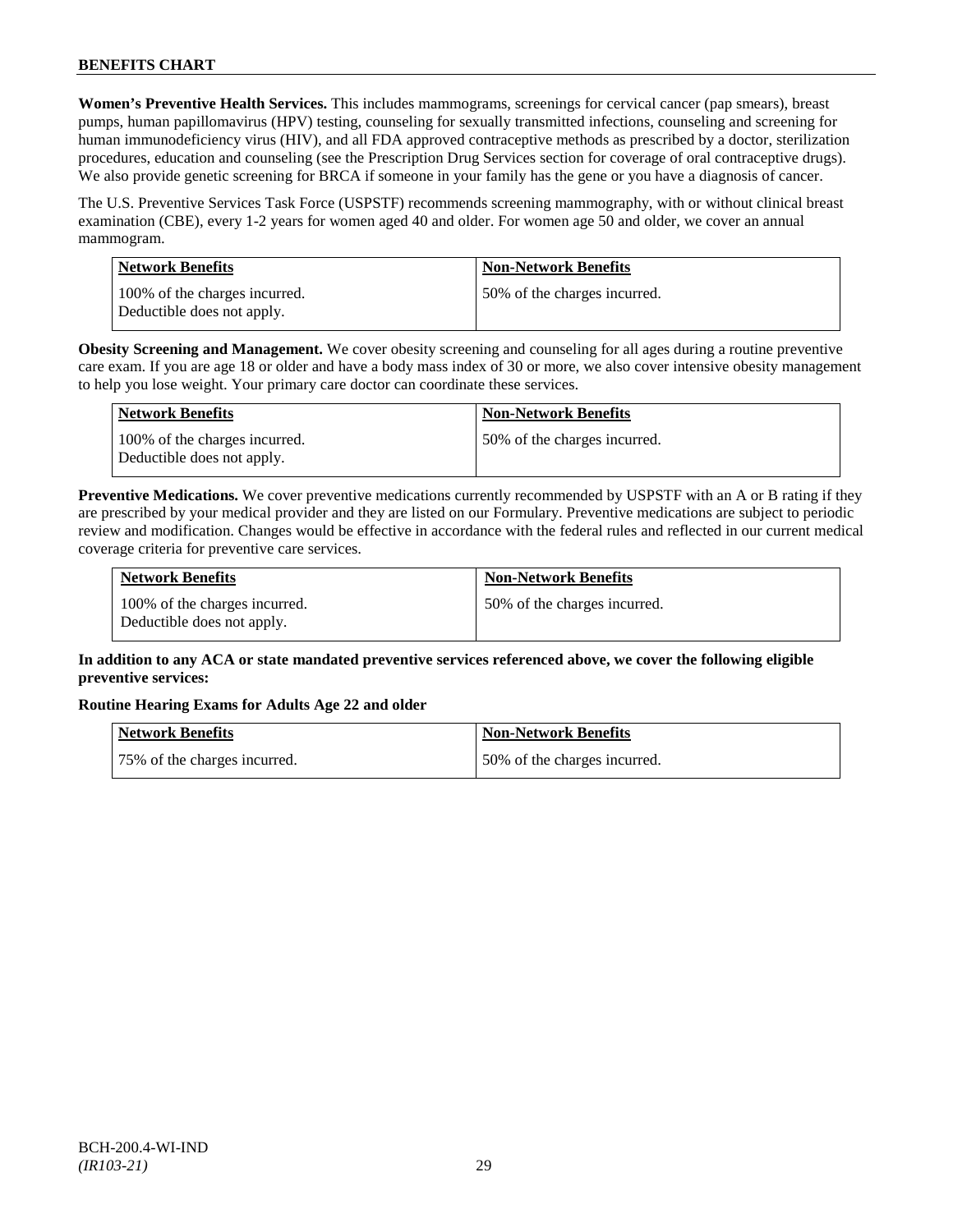**Women's Preventive Health Services.** This includes mammograms, screenings for cervical cancer (pap smears), breast pumps, human papillomavirus (HPV) testing, counseling for sexually transmitted infections, counseling and screening for human immunodeficiency virus (HIV), and all FDA approved contraceptive methods as prescribed by a doctor, sterilization procedures, education and counseling (see the Prescription Drug Services section for coverage of oral contraceptive drugs). We also provide genetic screening for BRCA if someone in your family has the gene or you have a diagnosis of cancer.

The U.S. Preventive Services Task Force (USPSTF) recommends screening mammography, with or without clinical breast examination (CBE), every 1-2 years for women aged 40 and older. For women age 50 and older, we cover an annual mammogram.

| Network Benefits | Non-Network Benefits |
|---|---|
| 100% of the charges incurred. Deductible does not apply. | 50% of the charges incurred. |

**Obesity Screening and Management.** We cover obesity screening and counseling for all ages during a routine preventive care exam. If you are age 18 or older and have a body mass index of 30 or more, we also cover intensive obesity management to help you lose weight. Your primary care doctor can coordinate these services.

| Network Benefits | Non-Network Benefits |
|---|---|
| 100% of the charges incurred. Deductible does not apply. | 50% of the charges incurred. |

**Preventive Medications.** We cover preventive medications currently recommended by USPSTF with an A or B rating if they are prescribed by your medical provider and they are listed on our Formulary. Preventive medications are subject to periodic review and modification. Changes would be effective in accordance with the federal rules and reflected in our current medical coverage criteria for preventive care services.

| Network Benefits | Non-Network Benefits |
|---|---|
| 100% of the charges incurred. Deductible does not apply. | 50% of the charges incurred. |

**In addition to any ACA or state mandated preventive services referenced above, we cover the following eligible preventive services:**

**Routine Hearing Exams for Adults Age 22 and older**

| Network Benefits | Non-Network Benefits |
|---|---|
| 75% of the charges incurred. | 50% of the charges incurred. |

BCH-200.4-WI-IND
*(IR103-21)*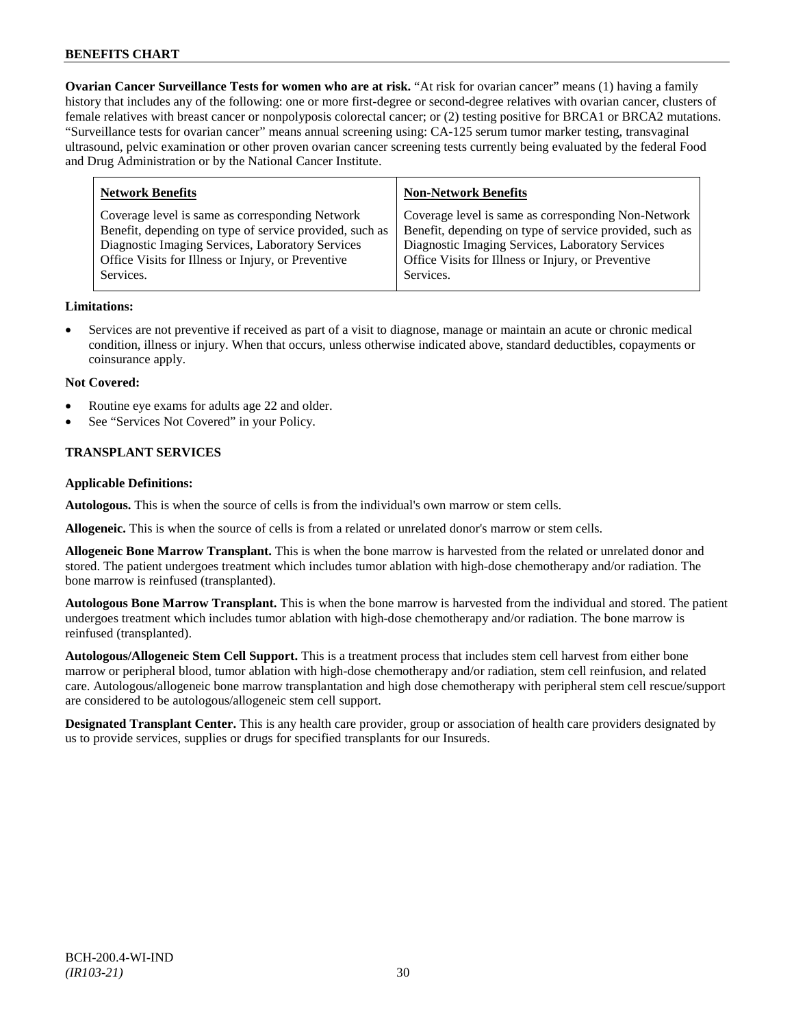**Ovarian Cancer Surveillance Tests for women who are at risk.** "At risk for ovarian cancer" means (1) having a family history that includes any of the following: one or more first-degree or second-degree relatives with ovarian cancer, clusters of female relatives with breast cancer or nonpolyposis colorectal cancer; or (2) testing positive for BRCA1 or BRCA2 mutations. "Surveillance tests for ovarian cancer" means annual screening using: CA-125 serum tumor marker testing, transvaginal ultrasound, pelvic examination or other proven ovarian cancer screening tests currently being evaluated by the federal Food and Drug Administration or by the National Cancer Institute.

| Network Benefits | Non-Network Benefits |
| --- | --- |
| Coverage level is same as corresponding Network Benefit, depending on type of service provided, such as Diagnostic Imaging Services, Laboratory Services Office Visits for Illness or Injury, or Preventive Services. | Coverage level is same as corresponding Non-Network Benefit, depending on type of service provided, such as Diagnostic Imaging Services, Laboratory Services Office Visits for Illness or Injury, or Preventive Services. |

**Limitations:**

- Services are not preventive if received as part of a visit to diagnose, manage or maintain an acute or chronic medical condition, illness or injury. When that occurs, unless otherwise indicated above, standard deductibles, copayments or coinsurance apply.

**Not Covered:**

- Routine eye exams for adults age 22 and older.
- See "Services Not Covered" in your Policy.

## TRANSPLANT SERVICES

**Applicable Definitions:**

**Autologous.** This is when the source of cells is from the individual's own marrow or stem cells.

**Allogeneic.** This is when the source of cells is from a related or unrelated donor's marrow or stem cells.

**Allogeneic Bone Marrow Transplant.** This is when the bone marrow is harvested from the related or unrelated donor and stored. The patient undergoes treatment which includes tumor ablation with high-dose chemotherapy and/or radiation. The bone marrow is reinfused (transplanted).

**Autologous Bone Marrow Transplant.** This is when the bone marrow is harvested from the individual and stored. The patient undergoes treatment which includes tumor ablation with high-dose chemotherapy and/or radiation. The bone marrow is reinfused (transplanted).

**Autologous/Allogeneic Stem Cell Support.** This is a treatment process that includes stem cell harvest from either bone marrow or peripheral blood, tumor ablation with high-dose chemotherapy and/or radiation, stem cell reinfusion, and related care. Autologous/allogeneic bone marrow transplantation and high dose chemotherapy with peripheral stem cell rescue/support are considered to be autologous/allogeneic stem cell support.

**Designated Transplant Center.** This is any health care provider, group or association of health care providers designated by us to provide services, supplies or drugs for specified transplants for our Insureds.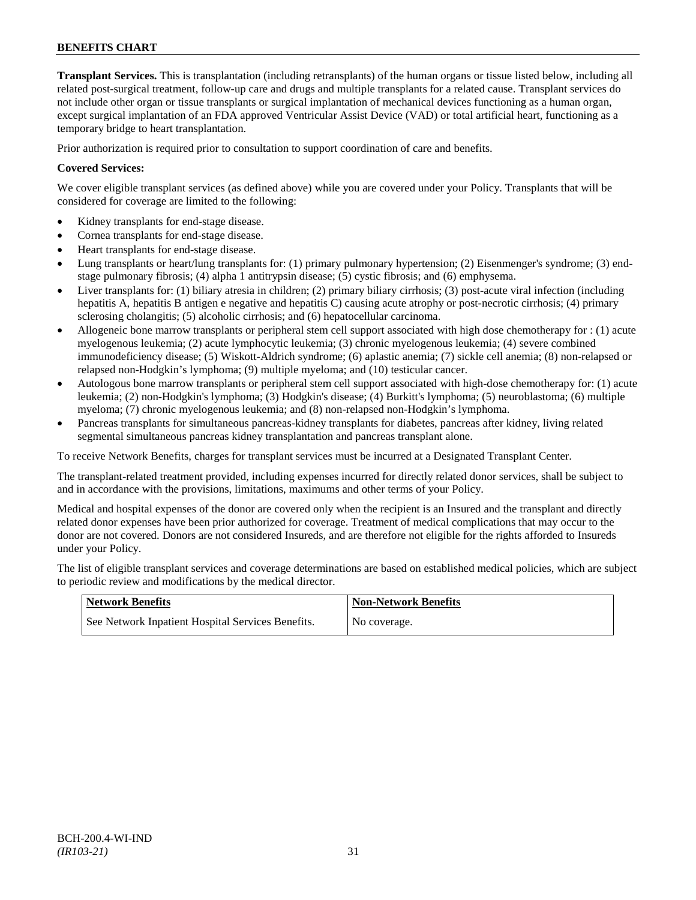**Transplant Services.** This is transplantation (including retransplants) of the human organs or tissue listed below, including all related post-surgical treatment, follow-up care and drugs and multiple transplants for a related cause. Transplant services do not include other organ or tissue transplants or surgical implantation of mechanical devices functioning as a human organ, except surgical implantation of an FDA approved Ventricular Assist Device (VAD) or total artificial heart, functioning as a temporary bridge to heart transplantation.

Prior authorization is required prior to consultation to support coordination of care and benefits.

**Covered Services:**

We cover eligible transplant services (as defined above) while you are covered under your Policy. Transplants that will be considered for coverage are limited to the following:

- Kidney transplants for end-stage disease.
- Cornea transplants for end-stage disease.
- Heart transplants for end-stage disease.
- Lung transplants or heart/lung transplants for: (1) primary pulmonary hypertension; (2) Eisenmenger's syndrome; (3) end-stage pulmonary fibrosis; (4) alpha 1 antitrypsin disease; (5) cystic fibrosis; and (6) emphysema.
- Liver transplants for: (1) biliary atresia in children; (2) primary biliary cirrhosis; (3) post-acute viral infection (including hepatitis A, hepatitis B antigen e negative and hepatitis C) causing acute atrophy or post-necrotic cirrhosis; (4) primary sclerosing cholangitis; (5) alcoholic cirrhosis; and (6) hepatocellular carcinoma.
- Allogeneic bone marrow transplants or peripheral stem cell support associated with high dose chemotherapy for : (1) acute myelogenous leukemia; (2) acute lymphocytic leukemia; (3) chronic myelogenous leukemia; (4) severe combined immunodeficiency disease; (5) Wiskott-Aldrich syndrome; (6) aplastic anemia; (7) sickle cell anemia; (8) non-relapsed or relapsed non-Hodgkin's lymphoma; (9) multiple myeloma; and (10) testicular cancer.
- Autologous bone marrow transplants or peripheral stem cell support associated with high-dose chemotherapy for: (1) acute leukemia; (2) non-Hodgkin's lymphoma; (3) Hodgkin's disease; (4) Burkitt's lymphoma; (5) neuroblastoma; (6) multiple myeloma; (7) chronic myelogenous leukemia; and (8) non-relapsed non-Hodgkin's lymphoma.
- Pancreas transplants for simultaneous pancreas-kidney transplants for diabetes, pancreas after kidney, living related segmental simultaneous pancreas kidney transplantation and pancreas transplant alone.

To receive Network Benefits, charges for transplant services must be incurred at a Designated Transplant Center.

The transplant-related treatment provided, including expenses incurred for directly related donor services, shall be subject to and in accordance with the provisions, limitations, maximums and other terms of your Policy.

Medical and hospital expenses of the donor are covered only when the recipient is an Insured and the transplant and directly related donor expenses have been prior authorized for coverage. Treatment of medical complications that may occur to the donor are not covered. Donors are not considered Insureds, and are therefore not eligible for the rights afforded to Insureds under your Policy.

The list of eligible transplant services and coverage determinations are based on established medical policies, which are subject to periodic review and modifications by the medical director.

| Network Benefits | Non-Network Benefits |
|---|---|
| See Network Inpatient Hospital Services Benefits. | No coverage. |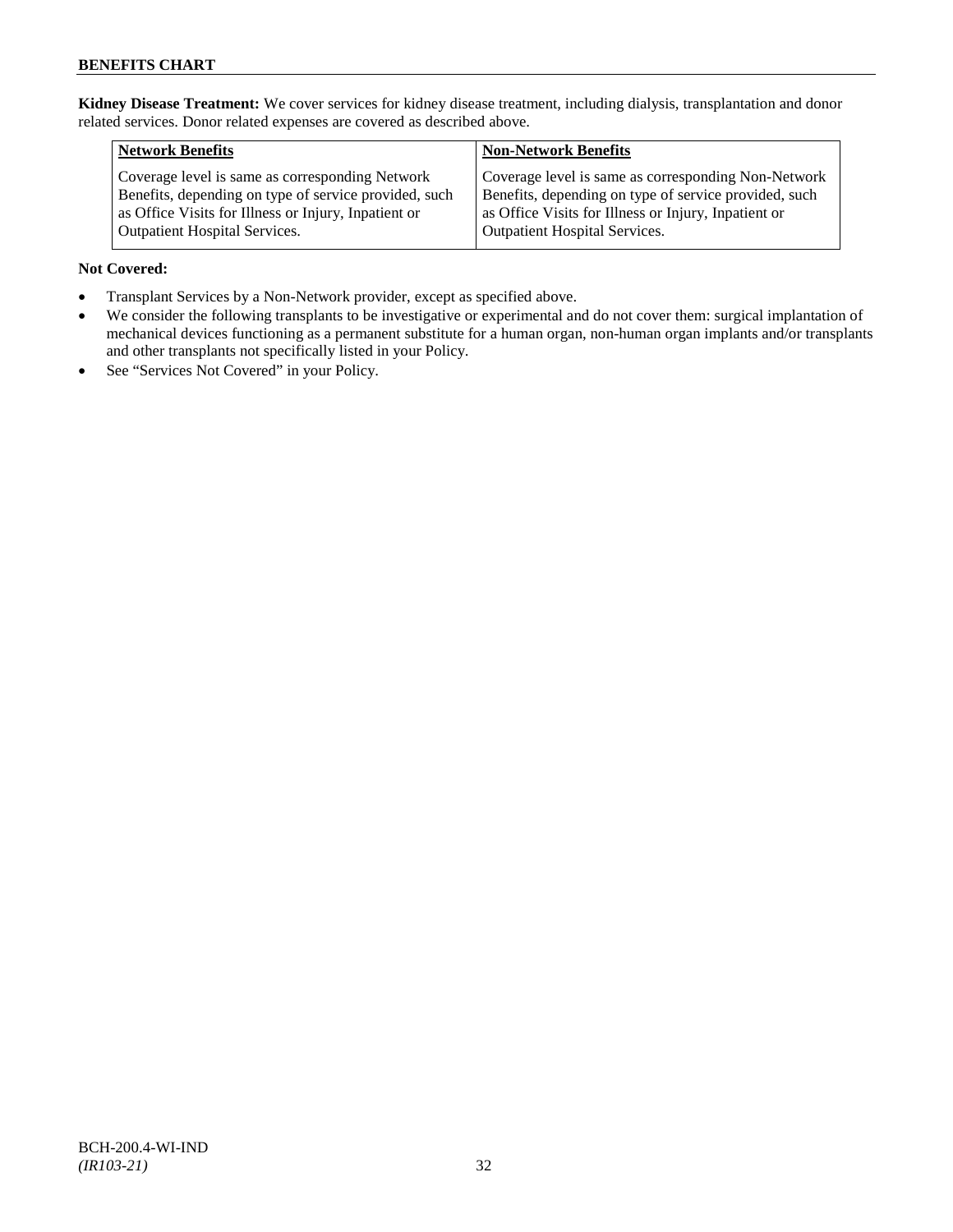**Kidney Disease Treatment:** We cover services for kidney disease treatment, including dialysis, transplantation and donor related services. Donor related expenses are covered as described above.

| Network Benefits | Non-Network Benefits |
|---|---|
| Coverage level is same as corresponding Network Benefits, depending on type of service provided, such as Office Visits for Illness or Injury, Inpatient or Outpatient Hospital Services. | Coverage level is same as corresponding Non-Network Benefits, depending on type of service provided, such as Office Visits for Illness or Injury, Inpatient or Outpatient Hospital Services. |

**Not Covered:**

- Transplant Services by a Non-Network provider, except as specified above.
- We consider the following transplants to be investigative or experimental and do not cover them: surgical implantation of mechanical devices functioning as a permanent substitute for a human organ, non-human organ implants and/or transplants and other transplants not specifically listed in your Policy.
- See "Services Not Covered" in your Policy.